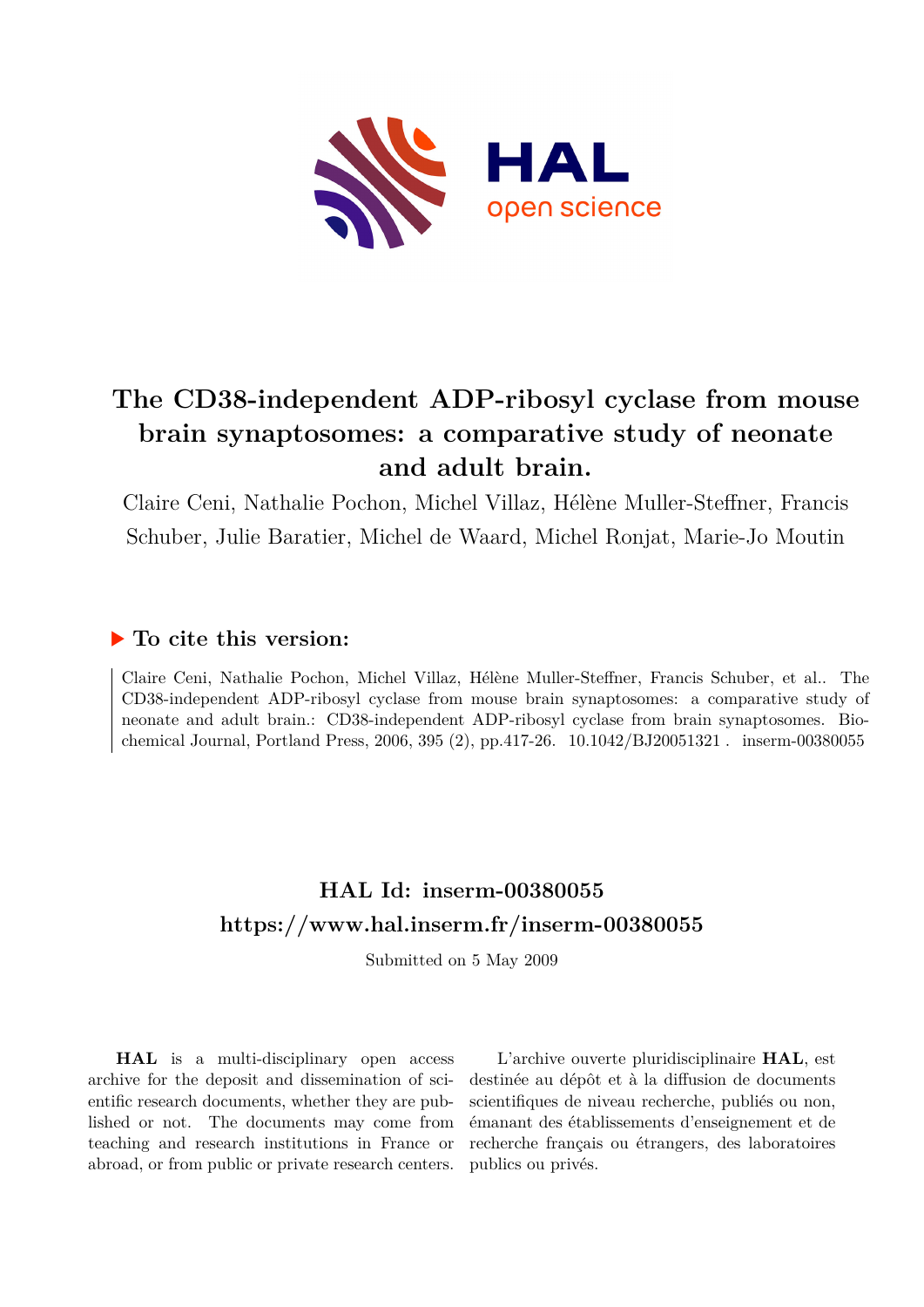# The CD38-independent ADP-ribosyl cyclase from mouse brain synaptosomes: a comparative study of neonate and adult brain.

Claire Ceni, Nathalie Pochon, Michel Villaz, Hélène Muller-Steffner, Francis Schuber, Julie Baratier, Michel de Waard, Michel Ronjat, Marie-Jo Moutin

## ▶ To cite this version:

Claire Ceni, Nathalie Pochon, Michel Villaz, Hélène Muller-Steffner, Francis Schuber, et al.. The CD38-independent ADP-ribosyl cyclase from mouse brain synaptosomes: a comparative study of neonate and adult brain.: CD38-independent ADP-ribosyl cyclase from brain synaptosomes. Biochemical Journal, Portland Press, 2006, 395 (2), pp.417-26. 10.1042/BJ20051321 . inserm-00380055

## HAL Id: inserm-00380055
## https://www.hal.inserm.fr/inserm-00380055

Submitted on 5 May 2009

**HAL** is a multi-disciplinary open access archive for the deposit and dissemination of scientific research documents, whether they are published or not. The documents may come from teaching and research institutions in France or abroad, or from public or private research centers.

L'archive ouverte pluridisciplinaire **HAL**, est destinée au dépôt et à la diffusion de documents scientifiques de niveau recherche, publiés ou non, émanant des établissements d'enseignement et de recherche français ou étrangers, des laboratoires publics ou privés.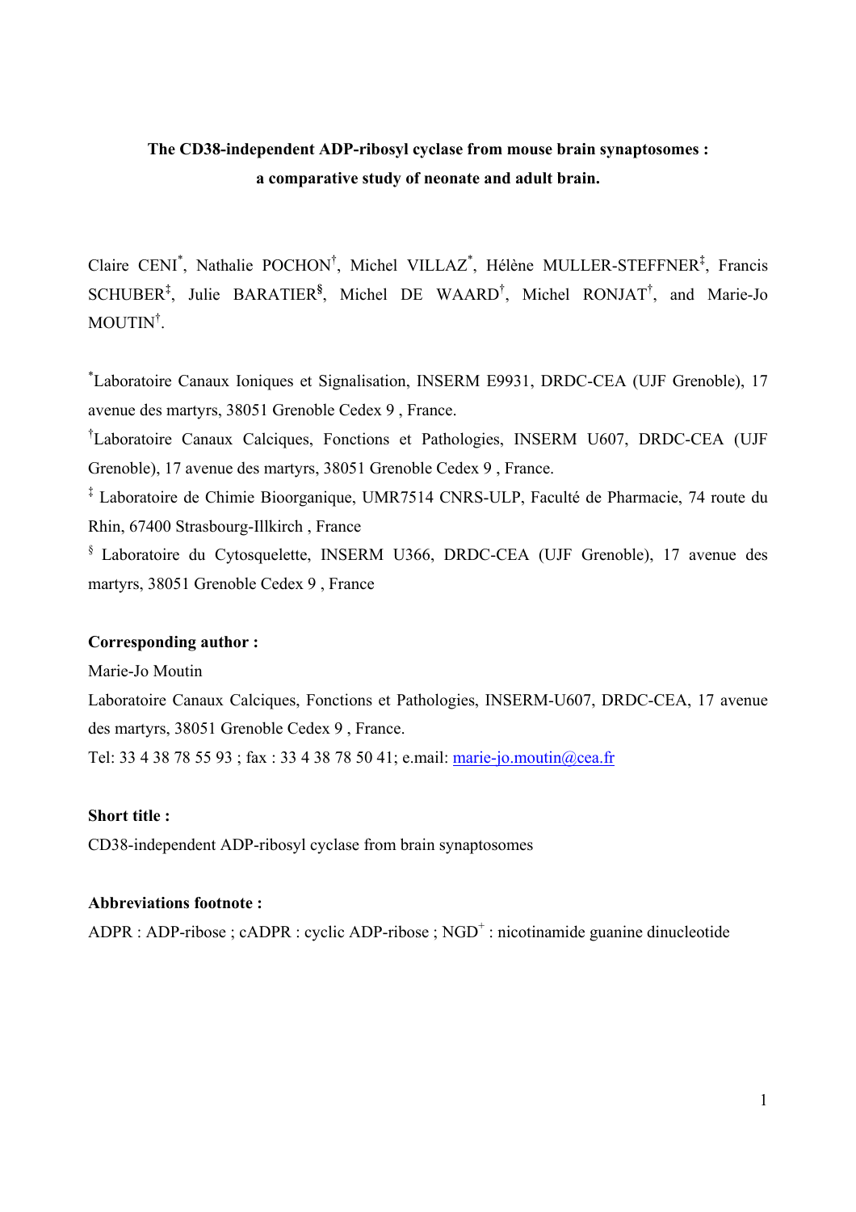**The CD38-independent ADP-ribosyl cyclase from mouse brain synaptosomes : a comparative study of neonate and adult brain.**

Claire CENI[*], Nathalie POCHON[†], Michel VILLAZ[*], Hélène MULLER-STEFFNER[‡], Francis SCHUBER[‡], Julie BARATIER[§], Michel DE WAARD[†], Michel RONJAT[†], and Marie-Jo MOUTIN[†].

[*]Laboratoire Canaux Ioniques et Signalisation, INSERM E9931, DRDC-CEA (UJF Grenoble), 17 avenue des martyrs, 38051 Grenoble Cedex 9 , France.

[†]Laboratoire Canaux Calciques, Fonctions et Pathologies, INSERM U607, DRDC-CEA (UJF Grenoble), 17 avenue des martyrs, 38051 Grenoble Cedex 9 , France.

[‡] Laboratoire de Chimie Bioorganique, UMR7514 CNRS-ULP, Faculté de Pharmacie, 74 route du Rhin, 67400 Strasbourg-Illkirch , France

[§] Laboratoire du Cytosquelette, INSERM U366, DRDC-CEA (UJF Grenoble), 17 avenue des martyrs, 38051 Grenoble Cedex 9 , France

**Corresponding author :**

Marie-Jo Moutin

Laboratoire Canaux Calciques, Fonctions et Pathologies, INSERM-U607, DRDC-CEA, 17 avenue des martyrs, 38051 Grenoble Cedex 9 , France.

Tel: 33 4 38 78 55 93 ; fax : 33 4 38 78 50 41; e.mail: marie-jo.moutin@cea.fr

**Short title :**

CD38-independent ADP-ribosyl cyclase from brain synaptosomes

**Abbreviations footnote :**

ADPR : ADP-ribose ; cADPR : cyclic ADP-ribose ; $NGD^+$ : nicotinamide guanine dinucleotide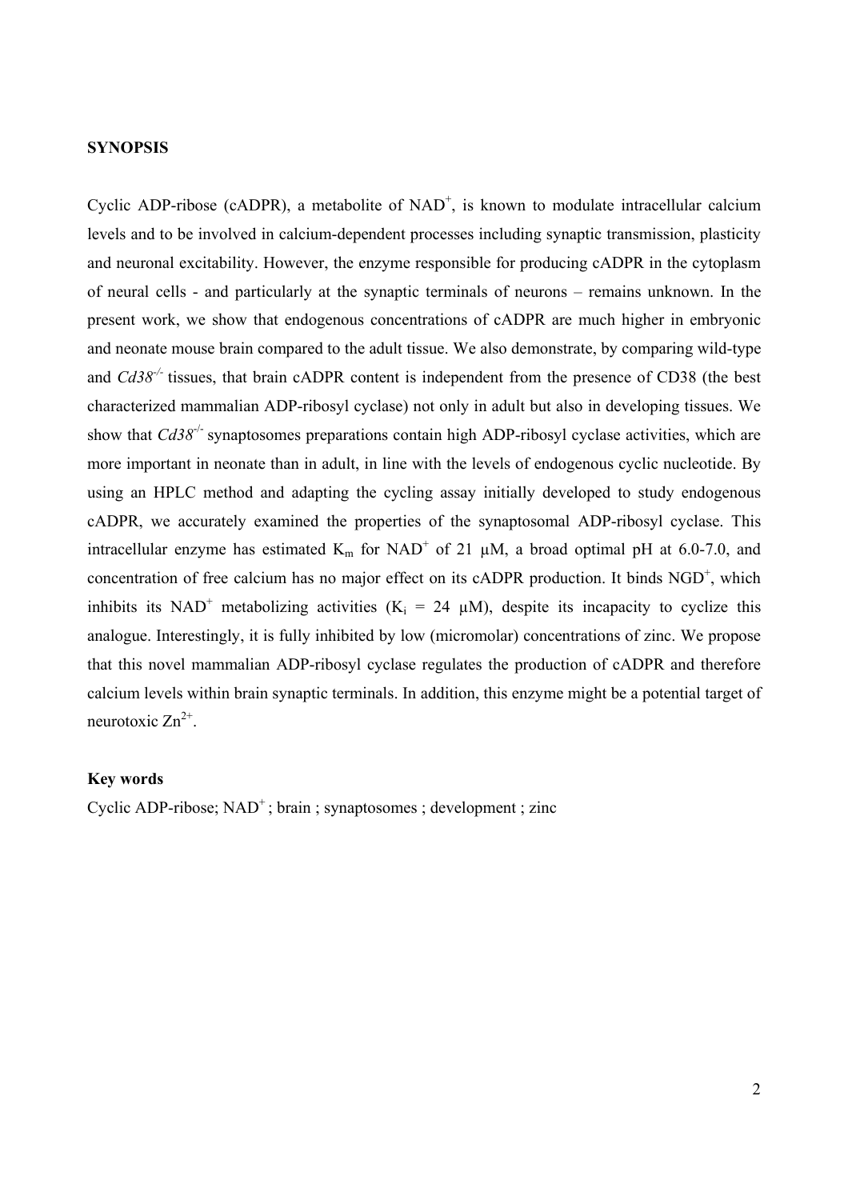**SYNOPSIS**

Cyclic ADP-ribose (cADPR), a metabolite of $NAD^+$, is known to modulate intracellular calcium levels and to be involved in calcium-dependent processes including synaptic transmission, plasticity and neuronal excitability. However, the enzyme responsible for producing cADPR in the cytoplasm of neural cells - and particularly at the synaptic terminals of neurons – remains unknown. In the present work, we show that endogenous concentrations of cADPR are much higher in embryonic and neonate mouse brain compared to the adult tissue. We also demonstrate, by comparing wild-type and *Cd38*$^{-/-}$ tissues, that brain cADPR content is independent from the presence of CD38 (the best characterized mammalian ADP-ribosyl cyclase) not only in adult but also in developing tissues. We show that *Cd38*$^{-/-}$ synaptosomes preparations contain high ADP-ribosyl cyclase activities, which are more important in neonate than in adult, in line with the levels of endogenous cyclic nucleotide. By using an HPLC method and adapting the cycling assay initially developed to study endogenous cADPR, we accurately examined the properties of the synaptosomal ADP-ribosyl cyclase. This intracellular enzyme has estimated $K_m$ for $NAD^+$ of 21 μM, a broad optimal pH at 6.0-7.0, and concentration of free calcium has no major effect on its cADPR production. It binds $NGD^+$, which inhibits its $NAD^+$ metabolizing activities ($K_i$ = 24 μM), despite its incapacity to cyclize this analogue. Interestingly, it is fully inhibited by low (micromolar) concentrations of zinc. We propose that this novel mammalian ADP-ribosyl cyclase regulates the production of cADPR and therefore calcium levels within brain synaptic terminals. In addition, this enzyme might be a potential target of neurotoxic $Zn^{2+}$.

**Key words**

Cyclic ADP-ribose; $NAD^+$ ; brain ; synaptosomes ; development ; zinc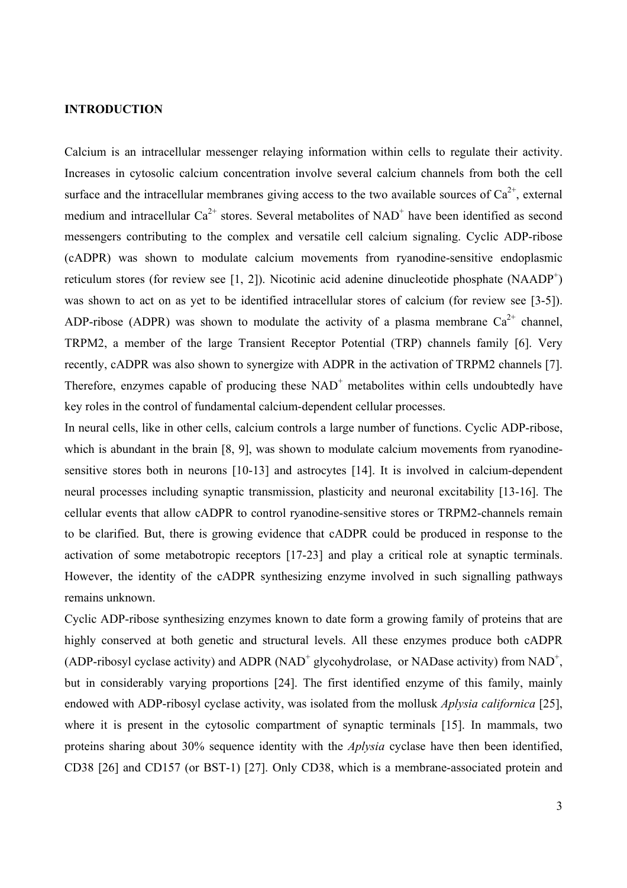## INTRODUCTION

Calcium is an intracellular messenger relaying information within cells to regulate their activity. Increases in cytosolic calcium concentration involve several calcium channels from both the cell surface and the intracellular membranes giving access to the two available sources of $Ca^{2+}$, external medium and intracellular $Ca^{2+}$ stores. Several metabolites of $NAD^+$ have been identified as second messengers contributing to the complex and versatile cell calcium signaling. Cyclic ADP-ribose (cADPR) was shown to modulate calcium movements from ryanodine-sensitive endoplasmic reticulum stores (for review see [1, 2]). Nicotinic acid adenine dinucleotide phosphate ($NAADP^+$) was shown to act on as yet to be identified intracellular stores of calcium (for review see [3-5]). ADP-ribose (ADPR) was shown to modulate the activity of a plasma membrane $Ca^{2+}$ channel, TRPM2, a member of the large Transient Receptor Potential (TRP) channels family [6]. Very recently, cADPR was also shown to synergize with ADPR in the activation of TRPM2 channels [7]. Therefore, enzymes capable of producing these $NAD^+$ metabolites within cells undoubtedly have key roles in the control of fundamental calcium-dependent cellular processes.

In neural cells, like in other cells, calcium controls a large number of functions. Cyclic ADP-ribose, which is abundant in the brain [8, 9], was shown to modulate calcium movements from ryanodine-sensitive stores both in neurons [10-13] and astrocytes [14]. It is involved in calcium-dependent neural processes including synaptic transmission, plasticity and neuronal excitability [13-16]. The cellular events that allow cADPR to control ryanodine-sensitive stores or TRPM2-channels remain to be clarified. But, there is growing evidence that cADPR could be produced in response to the activation of some metabotropic receptors [17-23] and play a critical role at synaptic terminals. However, the identity of the cADPR synthesizing enzyme involved in such signalling pathways remains unknown.

Cyclic ADP-ribose synthesizing enzymes known to date form a growing family of proteins that are highly conserved at both genetic and structural levels. All these enzymes produce both cADPR (ADP-ribosyl cyclase activity) and ADPR ($NAD^+$ glycohydrolase, or NADase activity) from $NAD^+$, but in considerably varying proportions [24]. The first identified enzyme of this family, mainly endowed with ADP-ribosyl cyclase activity, was isolated from the mollusk *Aplysia californica* [25], where it is present in the cytosolic compartment of synaptic terminals [15]. In mammals, two proteins sharing about 30% sequence identity with the *Aplysia* cyclase have then been identified, CD38 [26] and CD157 (or BST-1) [27]. Only CD38, which is a membrane-associated protein and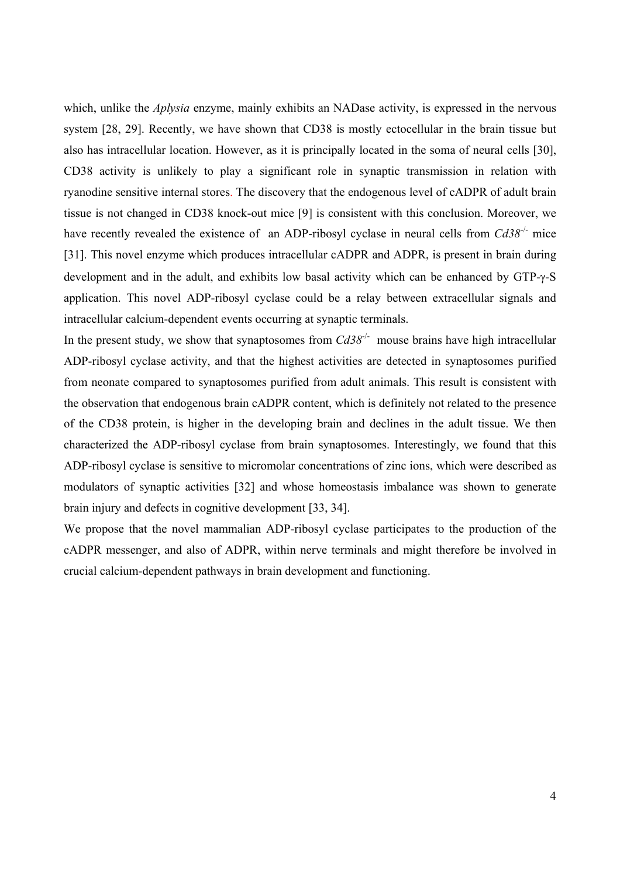which, unlike the *Aplysia* enzyme, mainly exhibits an NADase activity, is expressed in the nervous system [28, 29]. Recently, we have shown that CD38 is mostly ectocellular in the brain tissue but also has intracellular location. However, as it is principally located in the soma of neural cells [30], CD38 activity is unlikely to play a significant role in synaptic transmission in relation with ryanodine sensitive internal stores. The discovery that the endogenous level of cADPR of adult brain tissue is not changed in CD38 knock-out mice [9] is consistent with this conclusion. Moreover, we have recently revealed the existence of an ADP-ribosyl cyclase in neural cells from $Cd38^{-/-}$ mice [31]. This novel enzyme which produces intracellular cADPR and ADPR, is present in brain during development and in the adult, and exhibits low basal activity which can be enhanced by GTP-γ-S application. This novel ADP-ribosyl cyclase could be a relay between extracellular signals and intracellular calcium-dependent events occurring at synaptic terminals.

In the present study, we show that synaptosomes from $Cd38^{-/-}$ mouse brains have high intracellular ADP-ribosyl cyclase activity, and that the highest activities are detected in synaptosomes purified from neonate compared to synaptosomes purified from adult animals. This result is consistent with the observation that endogenous brain cADPR content, which is definitely not related to the presence of the CD38 protein, is higher in the developing brain and declines in the adult tissue. We then characterized the ADP-ribosyl cyclase from brain synaptosomes. Interestingly, we found that this ADP-ribosyl cyclase is sensitive to micromolar concentrations of zinc ions, which were described as modulators of synaptic activities [32] and whose homeostasis imbalance was shown to generate brain injury and defects in cognitive development [33, 34].

We propose that the novel mammalian ADP-ribosyl cyclase participates to the production of the cADPR messenger, and also of ADPR, within nerve terminals and might therefore be involved in crucial calcium-dependent pathways in brain development and functioning.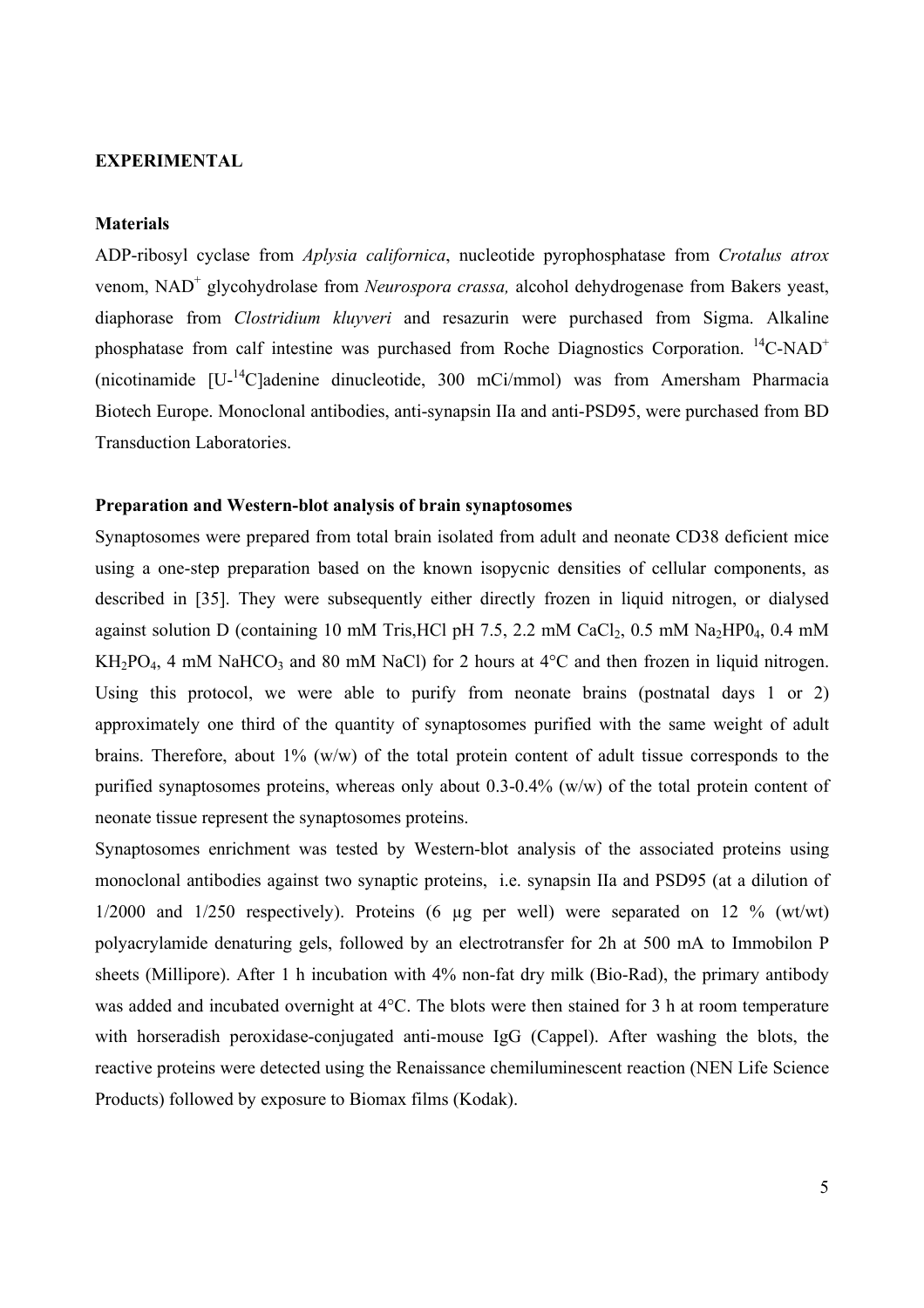## EXPERIMENTAL

### Materials

ADP-ribosyl cyclase from *Aplysia californica*, nucleotide pyrophosphatase from *Crotalus atrox* venom, $NAD^+$ glycohydrolase from *Neurospora crassa,* alcohol dehydrogenase from Bakers yeast, diaphorase from *Clostridium kluyveri* and resazurin were purchased from Sigma. Alkaline phosphatase from calf intestine was purchased from Roche Diagnostics Corporation. $^{14}C$-$NAD^+$ (nicotinamide [U-$^{14}C$]adenine dinucleotide, 300 mCi/mmol) was from Amersham Pharmacia Biotech Europe. Monoclonal antibodies, anti-synapsin IIa and anti-PSD95, were purchased from BD Transduction Laboratories.

### Preparation and Western-blot analysis of brain synaptosomes

Synaptosomes were prepared from total brain isolated from adult and neonate CD38 deficient mice using a one-step preparation based on the known isopycnic densities of cellular components, as described in [35]. They were subsequently either directly frozen in liquid nitrogen, or dialysed against solution D (containing 10 mM Tris,HCl pH 7.5, 2.2 mM $CaCl_2$, 0.5 mM $Na_2HP0_4$, 0.4 mM $KH_2PO_4$, 4 mM $NaHCO_3$ and 80 mM NaCl) for 2 hours at 4°C and then frozen in liquid nitrogen. Using this protocol, we were able to purify from neonate brains (postnatal days 1 or 2) approximately one third of the quantity of synaptosomes purified with the same weight of adult brains. Therefore, about 1% (w/w) of the total protein content of adult tissue corresponds to the purified synaptosomes proteins, whereas only about 0.3-0.4% (w/w) of the total protein content of neonate tissue represent the synaptosomes proteins.

Synaptosomes enrichment was tested by Western-blot analysis of the associated proteins using monoclonal antibodies against two synaptic proteins, i.e. synapsin IIa and PSD95 (at a dilution of 1/2000 and 1/250 respectively). Proteins (6 µg per well) were separated on 12 % (wt/wt) polyacrylamide denaturing gels, followed by an electrotransfer for 2h at 500 mA to Immobilon P sheets (Millipore). After 1 h incubation with 4% non-fat dry milk (Bio-Rad), the primary antibody was added and incubated overnight at 4°C. The blots were then stained for 3 h at room temperature with horseradish peroxidase-conjugated anti-mouse IgG (Cappel). After washing the blots, the reactive proteins were detected using the Renaissance chemiluminescent reaction (NEN Life Science Products) followed by exposure to Biomax films (Kodak).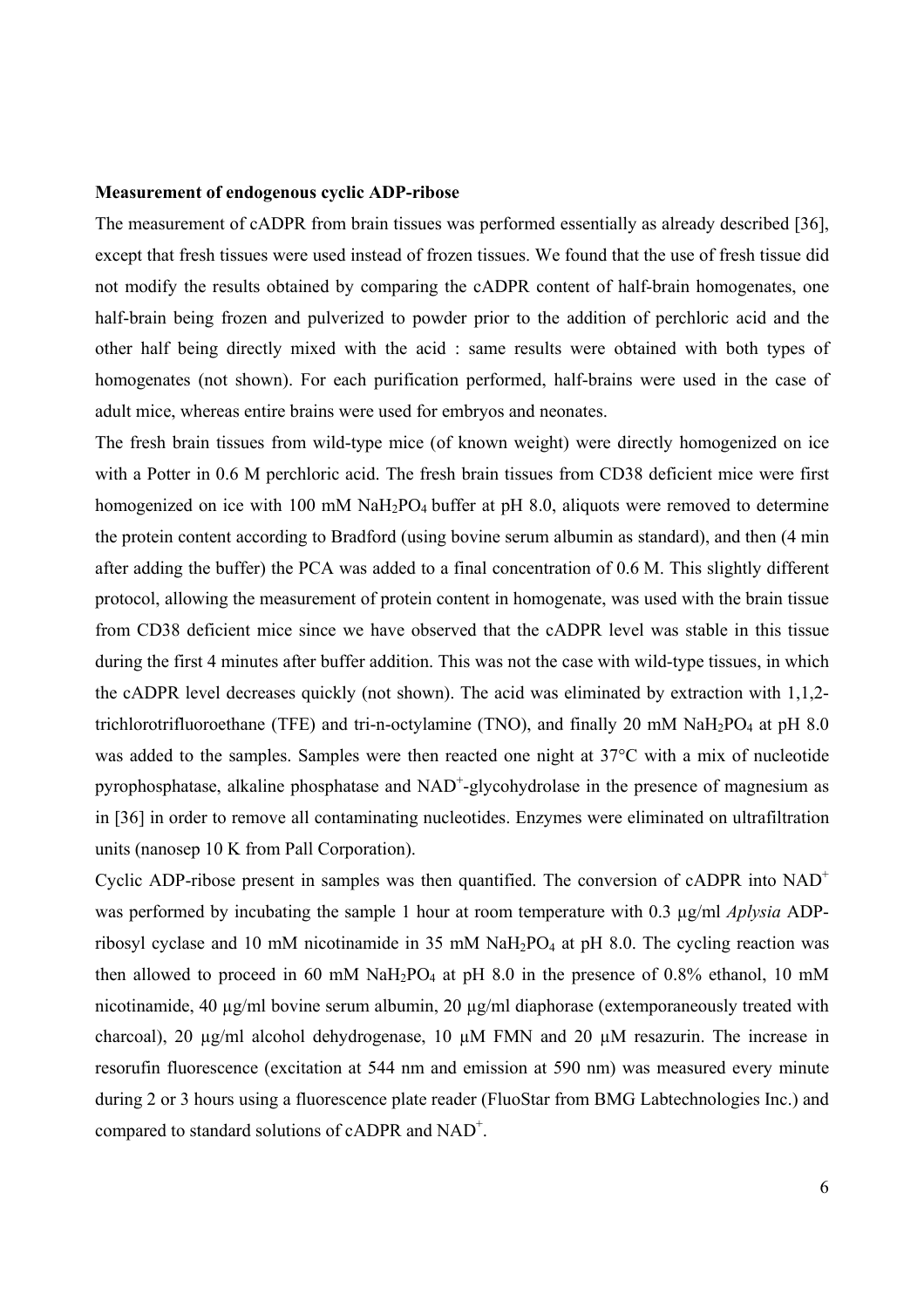**Measurement of endogenous cyclic ADP-ribose**

The measurement of cADPR from brain tissues was performed essentially as already described [36], except that fresh tissues were used instead of frozen tissues. We found that the use of fresh tissue did not modify the results obtained by comparing the cADPR content of half-brain homogenates, one half-brain being frozen and pulverized to powder prior to the addition of perchloric acid and the other half being directly mixed with the acid : same results were obtained with both types of homogenates (not shown). For each purification performed, half-brains were used in the case of adult mice, whereas entire brains were used for embryos and neonates.

The fresh brain tissues from wild-type mice (of known weight) were directly homogenized on ice with a Potter in 0.6 M perchloric acid. The fresh brain tissues from CD38 deficient mice were first homogenized on ice with 100 mM $NaH_2PO_4$ buffer at pH 8.0, aliquots were removed to determine the protein content according to Bradford (using bovine serum albumin as standard), and then (4 min after adding the buffer) the PCA was added to a final concentration of 0.6 M. This slightly different protocol, allowing the measurement of protein content in homogenate, was used with the brain tissue from CD38 deficient mice since we have observed that the cADPR level was stable in this tissue during the first 4 minutes after buffer addition. This was not the case with wild-type tissues, in which the cADPR level decreases quickly (not shown). The acid was eliminated by extraction with 1,1,2-trichlorotrifluoroethane (TFE) and tri-n-octylamine (TNO), and finally 20 mM $NaH_2PO_4$ at pH 8.0 was added to the samples. Samples were then reacted one night at 37°C with a mix of nucleotide pyrophosphatase, alkaline phosphatase and $NAD^+$-glycohydrolase in the presence of magnesium as in [36] in order to remove all contaminating nucleotides. Enzymes were eliminated on ultrafiltration units (nanosep 10 K from Pall Corporation).

Cyclic ADP-ribose present in samples was then quantified. The conversion of cADPR into $NAD^+$ was performed by incubating the sample 1 hour at room temperature with 0.3 µg/ml *Aplysia* ADP-ribosyl cyclase and 10 mM nicotinamide in 35 mM $NaH_2PO_4$ at pH 8.0. The cycling reaction was then allowed to proceed in 60 mM $NaH_2PO_4$ at pH 8.0 in the presence of 0.8% ethanol, 10 mM nicotinamide, 40 µg/ml bovine serum albumin, 20 µg/ml diaphorase (extemporaneously treated with charcoal), 20 µg/ml alcohol dehydrogenase, 10 µM FMN and 20 µM resazurin. The increase in resorufin fluorescence (excitation at 544 nm and emission at 590 nm) was measured every minute during 2 or 3 hours using a fluorescence plate reader (FluoStar from BMG Labtechnologies Inc.) and compared to standard solutions of cADPR and $NAD^+$.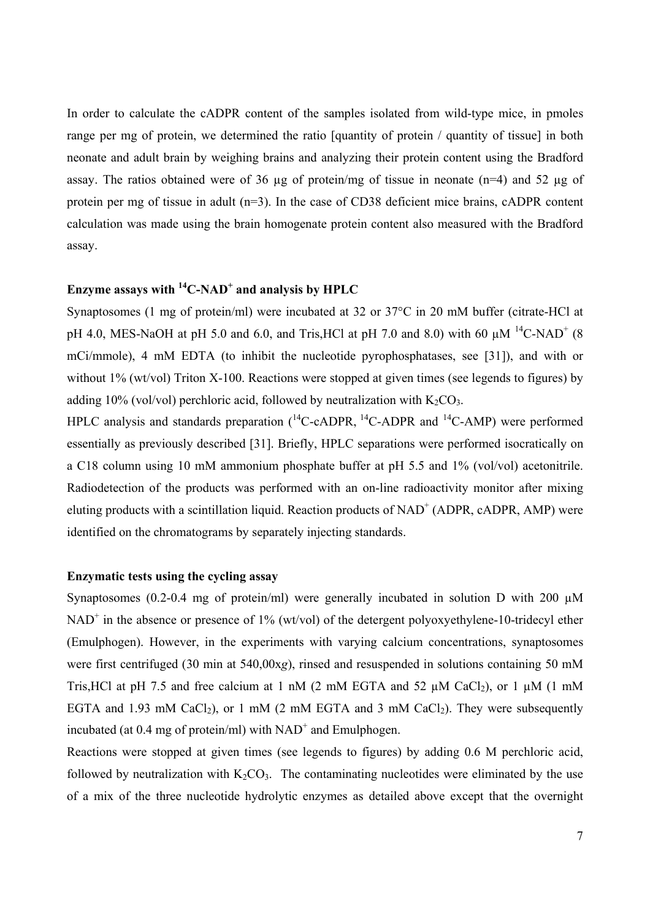In order to calculate the cADPR content of the samples isolated from wild-type mice, in pmoles range per mg of protein, we determined the ratio [quantity of protein / quantity of tissue] in both neonate and adult brain by weighing brains and analyzing their protein content using the Bradford assay. The ratios obtained were of 36 µg of protein/mg of tissue in neonate (n=4) and 52 µg of protein per mg of tissue in adult (n=3). In the case of CD38 deficient mice brains, cADPR content calculation was made using the brain homogenate protein content also measured with the Bradford assay.

**Enzyme assays with $^{14}$C-NAD$^{+}$ and analysis by HPLC**

Synaptosomes (1 mg of protein/ml) were incubated at 32 or 37°C in 20 mM buffer (citrate-HCl at pH 4.0, MES-NaOH at pH 5.0 and 6.0, and Tris,HCl at pH 7.0 and 8.0) with 60 µM $^{14}$C-NAD$^{+}$ (8 mCi/mmole), 4 mM EDTA (to inhibit the nucleotide pyrophosphatases, see [31]), and with or without 1% (wt/vol) Triton X-100. Reactions were stopped at given times (see legends to figures) by adding 10% (vol/vol) perchloric acid, followed by neutralization with $K_2CO_3$.

HPLC analysis and standards preparation ($^{14}$C-cADPR, $^{14}$C-ADPR and $^{14}$C-AMP) were performed essentially as previously described [31]. Briefly, HPLC separations were performed isocratically on a C18 column using 10 mM ammonium phosphate buffer at pH 5.5 and 1% (vol/vol) acetonitrile. Radiodetection of the products was performed with an on-line radioactivity monitor after mixing eluting products with a scintillation liquid. Reaction products of NAD$^{+}$ (ADPR, cADPR, AMP) were identified on the chromatograms by separately injecting standards.

**Enzymatic tests using the cycling assay**

Synaptosomes (0.2-0.4 mg of protein/ml) were generally incubated in solution D with 200 µM NAD$^{+}$ in the absence or presence of 1% (wt/vol) of the detergent polyoxyethylene-10-tridecyl ether (Emulphogen). However, in the experiments with varying calcium concentrations, synaptosomes were first centrifuged (30 min at 540,00x*g*), rinsed and resuspended in solutions containing 50 mM Tris,HCl at pH 7.5 and free calcium at 1 nM (2 mM EGTA and 52 µM $CaCl_2$), or 1 µM (1 mM EGTA and 1.93 mM $CaCl_2$), or 1 mM (2 mM EGTA and 3 mM $CaCl_2$). They were subsequently incubated (at 0.4 mg of protein/ml) with NAD$^{+}$ and Emulphogen.

Reactions were stopped at given times (see legends to figures) by adding 0.6 M perchloric acid, followed by neutralization with $K_2CO_3$. The contaminating nucleotides were eliminated by the use of a mix of the three nucleotide hydrolytic enzymes as detailed above except that the overnight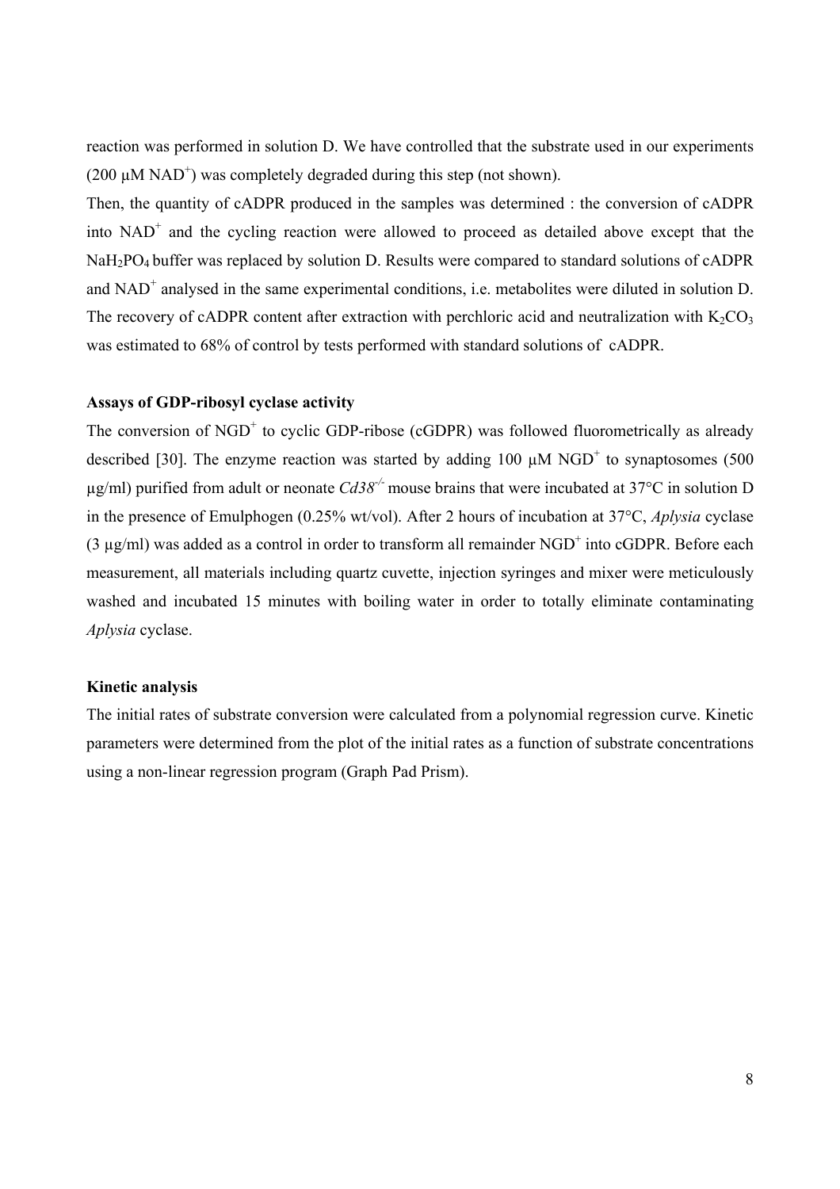reaction was performed in solution D. We have controlled that the substrate used in our experiments (200 µM $NAD^+$) was completely degraded during this step (not shown).

Then, the quantity of cADPR produced in the samples was determined : the conversion of cADPR into $NAD^+$ and the cycling reaction were allowed to proceed as detailed above except that the $NaH_2PO_4$ buffer was replaced by solution D. Results were compared to standard solutions of cADPR and $NAD^+$ analysed in the same experimental conditions, i.e. metabolites were diluted in solution D. The recovery of cADPR content after extraction with perchloric acid and neutralization with $K_2CO_3$ was estimated to 68% of control by tests performed with standard solutions of cADPR.

**Assays of GDP-ribosyl cyclase activity**

The conversion of $NGD^+$ to cyclic GDP-ribose (cGDPR) was followed fluorometrically as already described [30]. The enzyme reaction was started by adding 100 µM $NGD^+$ to synaptosomes (500 µg/ml) purified from adult or neonate *Cd38*$^{-/-}$ mouse brains that were incubated at 37°C in solution D in the presence of Emulphogen (0.25% wt/vol). After 2 hours of incubation at 37°C, *Aplysia* cyclase (3 µg/ml) was added as a control in order to transform all remainder $NGD^+$ into cGDPR. Before each measurement, all materials including quartz cuvette, injection syringes and mixer were meticulously washed and incubated 15 minutes with boiling water in order to totally eliminate contaminating *Aplysia* cyclase.

**Kinetic analysis**

The initial rates of substrate conversion were calculated from a polynomial regression curve. Kinetic parameters were determined from the plot of the initial rates as a function of substrate concentrations using a non-linear regression program (Graph Pad Prism).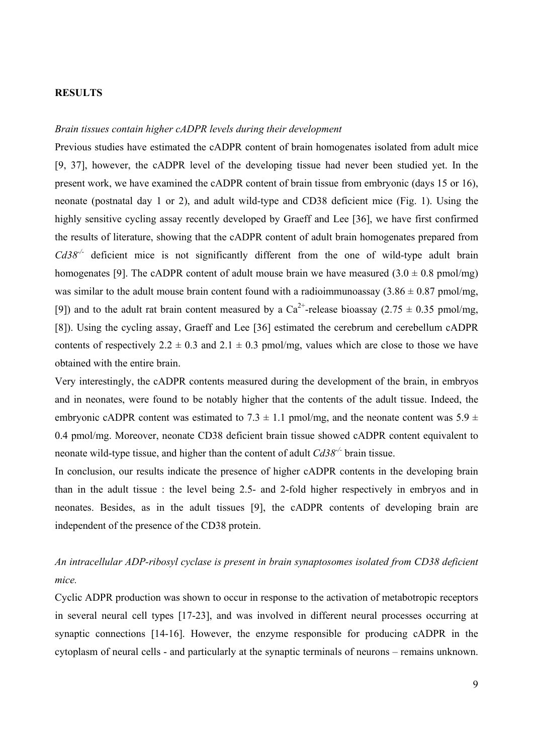## RESULTS

*Brain tissues contain higher cADPR levels during their development*

Previous studies have estimated the cADPR content of brain homogenates isolated from adult mice [9, 37], however, the cADPR level of the developing tissue had never been studied yet. In the present work, we have examined the cADPR content of brain tissue from embryonic (days 15 or 16), neonate (postnatal day 1 or 2), and adult wild-type and CD38 deficient mice (Fig. 1). Using the highly sensitive cycling assay recently developed by Graeff and Lee [36], we have first confirmed the results of literature, showing that the cADPR content of adult brain homogenates prepared from *Cd38*$^{-/-}$ deficient mice is not significantly different from the one of wild-type adult brain homogenates [9]. The cADPR content of adult mouse brain we have measured ($3.0 \pm 0.8$ pmol/mg) was similar to the adult mouse brain content found with a radioimmunoassay ($3.86 \pm 0.87$ pmol/mg, [9]) and to the adult rat brain content measured by a $Ca^{2+}$-release bioassay ($2.75 \pm 0.35$ pmol/mg, [8]). Using the cycling assay, Graeff and Lee [36] estimated the cerebrum and cerebellum cADPR contents of respectively $2.2 \pm 0.3$ and $2.1 \pm 0.3$ pmol/mg, values which are close to those we have obtained with the entire brain.

Very interestingly, the cADPR contents measured during the development of the brain, in embryos and in neonates, were found to be notably higher that the contents of the adult tissue. Indeed, the embryonic cADPR content was estimated to $7.3 \pm 1.1$ pmol/mg, and the neonate content was $5.9 \pm 0.4$ pmol/mg. Moreover, neonate CD38 deficient brain tissue showed cADPR content equivalent to neonate wild-type tissue, and higher than the content of adult *Cd38*$^{-/-}$ brain tissue.

In conclusion, our results indicate the presence of higher cADPR contents in the developing brain than in the adult tissue : the level being 2.5- and 2-fold higher respectively in embryos and in neonates. Besides, as in the adult tissues [9], the cADPR contents of developing brain are independent of the presence of the CD38 protein.

*An intracellular ADP-ribosyl cyclase is present in brain synaptosomes isolated from CD38 deficient mice.*

Cyclic ADPR production was shown to occur in response to the activation of metabotropic receptors in several neural cell types [17-23], and was involved in different neural processes occurring at synaptic connections [14-16]. However, the enzyme responsible for producing cADPR in the cytoplasm of neural cells - and particularly at the synaptic terminals of neurons – remains unknown.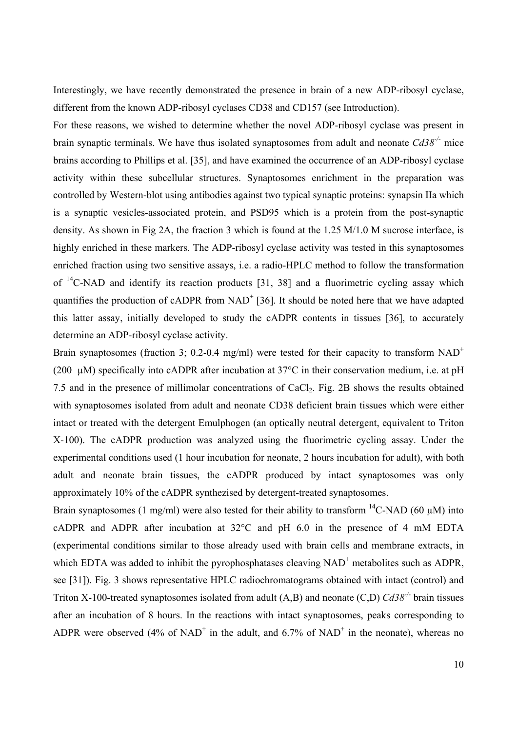Interestingly, we have recently demonstrated the presence in brain of a new ADP-ribosyl cyclase, different from the known ADP-ribosyl cyclases CD38 and CD157 (see Introduction).

For these reasons, we wished to determine whether the novel ADP-ribosyl cyclase was present in brain synaptic terminals. We have thus isolated synaptosomes from adult and neonate *Cd38*$^{-/-}$ mice brains according to Phillips et al. [35], and have examined the occurrence of an ADP-ribosyl cyclase activity within these subcellular structures. Synaptosomes enrichment in the preparation was controlled by Western-blot using antibodies against two typical synaptic proteins: synapsin IIa which is a synaptic vesicles-associated protein, and PSD95 which is a protein from the post-synaptic density. As shown in Fig 2A, the fraction 3 which is found at the 1.25 M/1.0 M sucrose interface, is highly enriched in these markers. The ADP-ribosyl cyclase activity was tested in this synaptosomes enriched fraction using two sensitive assays, i.e. a radio-HPLC method to follow the transformation of $^{14}$C-NAD and identify its reaction products [31, 38] and a fluorimetric cycling assay which quantifies the production of cADPR from $NAD^+$ [36]. It should be noted here that we have adapted this latter assay, initially developed to study the cADPR contents in tissues [36], to accurately determine an ADP-ribosyl cyclase activity.

Brain synaptosomes (fraction 3; 0.2-0.4 mg/ml) were tested for their capacity to transform $NAD^+$ (200 µM) specifically into cADPR after incubation at 37°C in their conservation medium, i.e. at pH 7.5 and in the presence of millimolar concentrations of $CaCl_2$. Fig. 2B shows the results obtained with synaptosomes isolated from adult and neonate CD38 deficient brain tissues which were either intact or treated with the detergent Emulphogen (an optically neutral detergent, equivalent to Triton X-100). The cADPR production was analyzed using the fluorimetric cycling assay. Under the experimental conditions used (1 hour incubation for neonate, 2 hours incubation for adult), with both adult and neonate brain tissues, the cADPR produced by intact synaptosomes was only approximately 10% of the cADPR synthezised by detergent-treated synaptosomes.

Brain synaptosomes (1 mg/ml) were also tested for their ability to transform $^{14}$C-NAD (60 µM) into cADPR and ADPR after incubation at 32°C and pH 6.0 in the presence of 4 mM EDTA (experimental conditions similar to those already used with brain cells and membrane extracts, in which EDTA was added to inhibit the pyrophosphatases cleaving $NAD^+$ metabolites such as ADPR, see [31]). Fig. 3 shows representative HPLC radiochromatograms obtained with intact (control) and Triton X-100-treated synaptosomes isolated from adult (A,B) and neonate (C,D) *Cd38*$^{-/-}$ brain tissues after an incubation of 8 hours. In the reactions with intact synaptosomes, peaks corresponding to ADPR were observed (4% of $NAD^+$ in the adult, and 6.7% of $NAD^+$ in the neonate), whereas no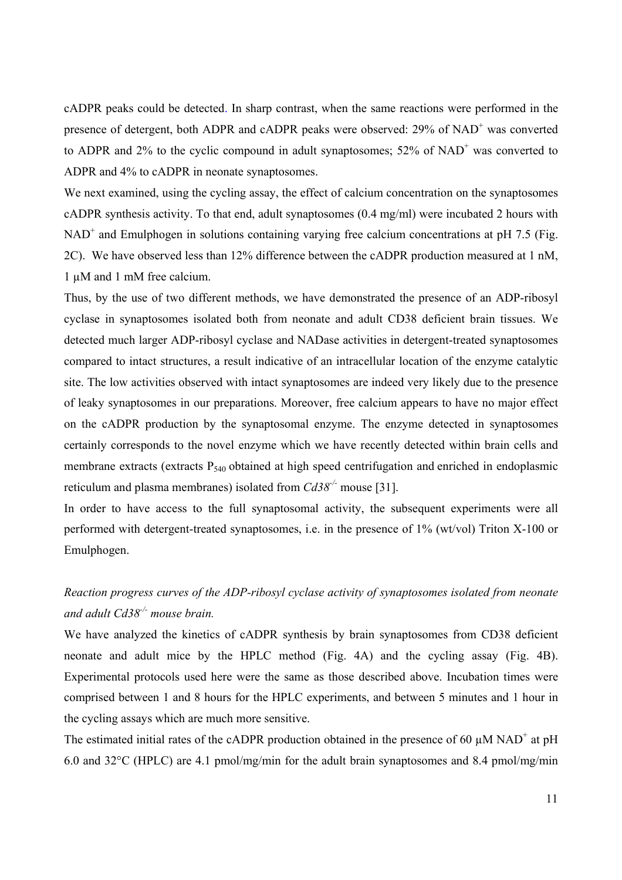cADPR peaks could be detected. In sharp contrast, when the same reactions were performed in the presence of detergent, both ADPR and cADPR peaks were observed: 29% of $NAD^+$ was converted to ADPR and 2% to the cyclic compound in adult synaptosomes; 52% of $NAD^+$ was converted to ADPR and 4% to cADPR in neonate synaptosomes.

We next examined, using the cycling assay, the effect of calcium concentration on the synaptosomes cADPR synthesis activity. To that end, adult synaptosomes (0.4 mg/ml) were incubated 2 hours with $NAD^+$ and Emulphogen in solutions containing varying free calcium concentrations at pH 7.5 (Fig. 2C). We have observed less than 12% difference between the cADPR production measured at 1 nM, 1 μM and 1 mM free calcium.

Thus, by the use of two different methods, we have demonstrated the presence of an ADP-ribosyl cyclase in synaptosomes isolated both from neonate and adult CD38 deficient brain tissues. We detected much larger ADP-ribosyl cyclase and NADase activities in detergent-treated synaptosomes compared to intact structures, a result indicative of an intracellular location of the enzyme catalytic site. The low activities observed with intact synaptosomes are indeed very likely due to the presence of leaky synaptosomes in our preparations. Moreover, free calcium appears to have no major effect on the cADPR production by the synaptosomal enzyme. The enzyme detected in synaptosomes certainly corresponds to the novel enzyme which we have recently detected within brain cells and membrane extracts (extracts $P_{540}$ obtained at high speed centrifugation and enriched in endoplasmic reticulum and plasma membranes) isolated from *Cd38*$^{-/-}$ mouse [31].

In order to have access to the full synaptosomal activity, the subsequent experiments were all performed with detergent-treated synaptosomes, i.e. in the presence of 1% (wt/vol) Triton X-100 or Emulphogen.

*Reaction progress curves of the ADP-ribosyl cyclase activity of synaptosomes isolated from neonate and adult Cd38*$^{-/-}$ *mouse brain.*

We have analyzed the kinetics of cADPR synthesis by brain synaptosomes from CD38 deficient neonate and adult mice by the HPLC method (Fig. 4A) and the cycling assay (Fig. 4B). Experimental protocols used here were the same as those described above. Incubation times were comprised between 1 and 8 hours for the HPLC experiments, and between 5 minutes and 1 hour in the cycling assays which are much more sensitive.

The estimated initial rates of the cADPR production obtained in the presence of 60 μM $NAD^+$ at pH 6.0 and 32°C (HPLC) are 4.1 pmol/mg/min for the adult brain synaptosomes and 8.4 pmol/mg/min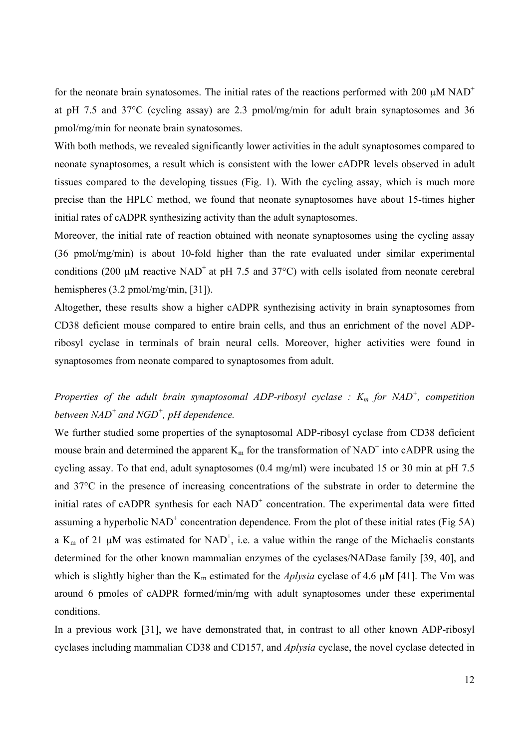for the neonate brain synatosomes. The initial rates of the reactions performed with 200 µM $NAD^+$ at pH 7.5 and 37°C (cycling assay) are 2.3 pmol/mg/min for adult brain synaptosomes and 36 pmol/mg/min for neonate brain synatosomes.

With both methods, we revealed significantly lower activities in the adult synaptosomes compared to neonate synaptosomes, a result which is consistent with the lower cADPR levels observed in adult tissues compared to the developing tissues (Fig. 1). With the cycling assay, which is much more precise than the HPLC method, we found that neonate synaptosomes have about 15-times higher initial rates of cADPR synthesizing activity than the adult synaptosomes.

Moreover, the initial rate of reaction obtained with neonate synaptosomes using the cycling assay (36 pmol/mg/min) is about 10-fold higher than the rate evaluated under similar experimental conditions (200 µM reactive $NAD^+$ at pH 7.5 and 37°C) with cells isolated from neonate cerebral hemispheres (3.2 pmol/mg/min, [31]).

Altogether, these results show a higher cADPR synthezising activity in brain synaptosomes from CD38 deficient mouse compared to entire brain cells, and thus an enrichment of the novel ADP-ribosyl cyclase in terminals of brain neural cells. Moreover, higher activities were found in synaptosomes from neonate compared to synaptosomes from adult.

*Properties of the adult brain synaptosomal ADP-ribosyl cyclase : $K_m$ for $NAD^+$, competition between $NAD^+$ and $NGD^+$, pH dependence.*

We further studied some properties of the synaptosomal ADP-ribosyl cyclase from CD38 deficient mouse brain and determined the apparent $K_m$ for the transformation of $NAD^+$ into cADPR using the cycling assay. To that end, adult synaptosomes (0.4 mg/ml) were incubated 15 or 30 min at pH 7.5 and 37°C in the presence of increasing concentrations of the substrate in order to determine the initial rates of cADPR synthesis for each $NAD^+$ concentration. The experimental data were fitted assuming a hyperbolic $NAD^+$ concentration dependence. From the plot of these initial rates (Fig 5A) a $K_m$ of 21 µM was estimated for $NAD^+$, i.e. a value within the range of the Michaelis constants determined for the other known mammalian enzymes of the cyclases/NADase family [39, 40], and which is slightly higher than the $K_m$ estimated for the *Aplysia* cyclase of 4.6 µM [41]. The Vm was around 6 pmoles of cADPR formed/min/mg with adult synaptosomes under these experimental conditions.

In a previous work [31], we have demonstrated that, in contrast to all other known ADP-ribosyl cyclases including mammalian CD38 and CD157, and *Aplysia* cyclase, the novel cyclase detected in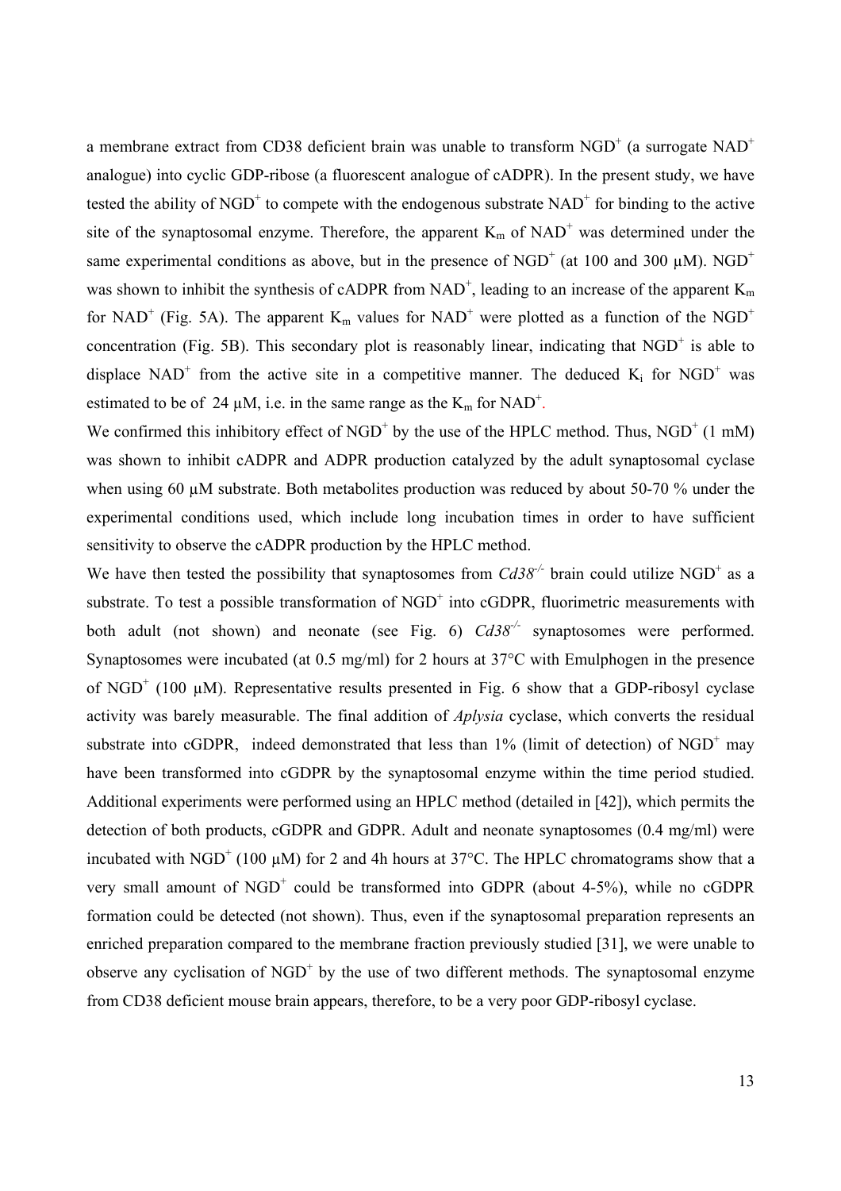a membrane extract from CD38 deficient brain was unable to transform $NGD^+$ (a surrogate $NAD^+$ analogue) into cyclic GDP-ribose (a fluorescent analogue of cADPR). In the present study, we have tested the ability of $NGD^+$ to compete with the endogenous substrate $NAD^+$ for binding to the active site of the synaptosomal enzyme. Therefore, the apparent $K_m$ of $NAD^+$ was determined under the same experimental conditions as above, but in the presence of $NGD^+$ (at 100 and 300 μM). $NGD^+$ was shown to inhibit the synthesis of cADPR from $NAD^+$, leading to an increase of the apparent $K_m$ for $NAD^+$ (Fig. 5A). The apparent $K_m$ values for $NAD^+$ were plotted as a function of the $NGD^+$ concentration (Fig. 5B). This secondary plot is reasonably linear, indicating that $NGD^+$ is able to displace $NAD^+$ from the active site in a competitive manner. The deduced $K_i$ for $NGD^+$ was estimated to be of 24 μM, i.e. in the same range as the $K_m$ for $NAD^+$.

We confirmed this inhibitory effect of $NGD^+$ by the use of the HPLC method. Thus, $NGD^+$ (1 mM) was shown to inhibit cADPR and ADPR production catalyzed by the adult synaptosomal cyclase when using 60 μM substrate. Both metabolites production was reduced by about 50-70 % under the experimental conditions used, which include long incubation times in order to have sufficient sensitivity to observe the cADPR production by the HPLC method.

We have then tested the possibility that synaptosomes from *Cd38*$^{-/-}$ brain could utilize $NGD^+$ as a substrate. To test a possible transformation of $NGD^+$ into cGDPR, fluorimetric measurements with both adult (not shown) and neonate (see Fig. 6) *Cd38*$^{-/-}$ synaptosomes were performed. Synaptosomes were incubated (at 0.5 mg/ml) for 2 hours at 37°C with Emulphogen in the presence of $NGD^+$ (100 μM). Representative results presented in Fig. 6 show that a GDP-ribosyl cyclase activity was barely measurable. The final addition of *Aplysia* cyclase, which converts the residual substrate into cGDPR, indeed demonstrated that less than 1% (limit of detection) of $NGD^+$ may have been transformed into cGDPR by the synaptosomal enzyme within the time period studied. Additional experiments were performed using an HPLC method (detailed in [42]), which permits the detection of both products, cGDPR and GDPR. Adult and neonate synaptosomes (0.4 mg/ml) were incubated with $NGD^+$ (100 μM) for 2 and 4h hours at 37°C. The HPLC chromatograms show that a very small amount of $NGD^+$ could be transformed into GDPR (about 4-5%), while no cGDPR formation could be detected (not shown). Thus, even if the synaptosomal preparation represents an enriched preparation compared to the membrane fraction previously studied [31], we were unable to observe any cyclisation of $NGD^+$ by the use of two different methods. The synaptosomal enzyme from CD38 deficient mouse brain appears, therefore, to be a very poor GDP-ribosyl cyclase.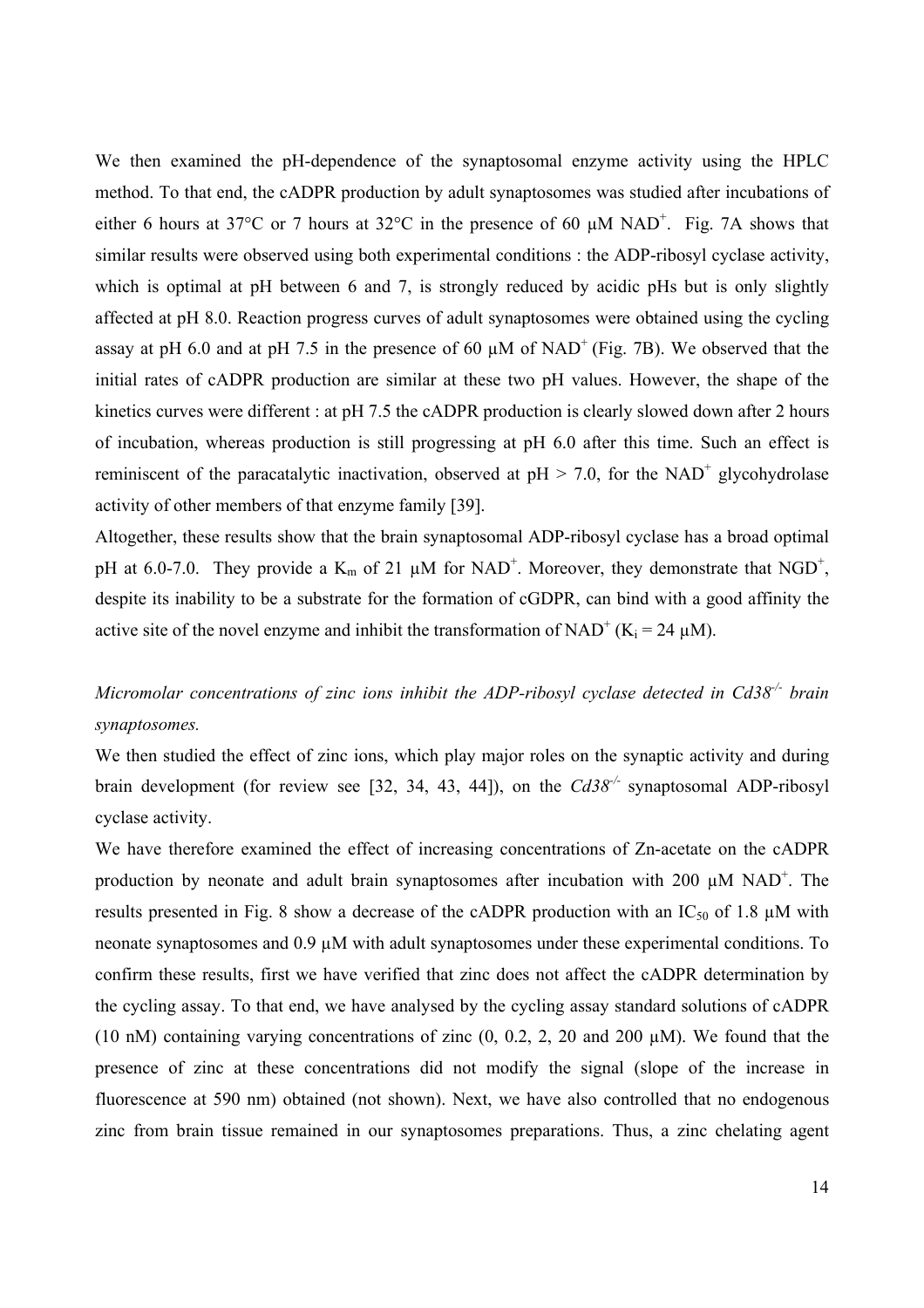We then examined the pH-dependence of the synaptosomal enzyme activity using the HPLC method. To that end, the cADPR production by adult synaptosomes was studied after incubations of either 6 hours at 37°C or 7 hours at 32°C in the presence of 60 µM $NAD^+$. Fig. 7A shows that similar results were observed using both experimental conditions : the ADP-ribosyl cyclase activity, which is optimal at pH between 6 and 7, is strongly reduced by acidic pHs but is only slightly affected at pH 8.0. Reaction progress curves of adult synaptosomes were obtained using the cycling assay at pH 6.0 and at pH 7.5 in the presence of 60 µM of $NAD^+$ (Fig. 7B). We observed that the initial rates of cADPR production are similar at these two pH values. However, the shape of the kinetics curves were different : at pH 7.5 the cADPR production is clearly slowed down after 2 hours of incubation, whereas production is still progressing at pH 6.0 after this time. Such an effect is reminiscent of the paracatalytic inactivation, observed at pH > 7.0, for the $NAD^+$ glycohydrolase activity of other members of that enzyme family [39].

Altogether, these results show that the brain synaptosomal ADP-ribosyl cyclase has a broad optimal pH at 6.0-7.0. They provide a $K_m$ of 21 µM for $NAD^+$. Moreover, they demonstrate that $NGD^+$, despite its inability to be a substrate for the formation of cGDPR, can bind with a good affinity the active site of the novel enzyme and inhibit the transformation of $NAD^+$ ($K_i$ = 24 µM).

*Micromolar concentrations of zinc ions inhibit the ADP-ribosyl cyclase detected in $Cd38^{-/-}$ brain synaptosomes.*

We then studied the effect of zinc ions, which play major roles on the synaptic activity and during brain development (for review see [32, 34, 43, 44]), on the *Cd38*$^{-/-}$ synaptosomal ADP-ribosyl cyclase activity.

We have therefore examined the effect of increasing concentrations of Zn-acetate on the cADPR production by neonate and adult brain synaptosomes after incubation with 200 µM $NAD^+$. The results presented in Fig. 8 show a decrease of the cADPR production with an $IC_{50}$ of 1.8 µM with neonate synaptosomes and 0.9 µM with adult synaptosomes under these experimental conditions. To confirm these results, first we have verified that zinc does not affect the cADPR determination by the cycling assay. To that end, we have analysed by the cycling assay standard solutions of cADPR (10 nM) containing varying concentrations of zinc (0, 0.2, 2, 20 and 200 µM). We found that the presence of zinc at these concentrations did not modify the signal (slope of the increase in fluorescence at 590 nm) obtained (not shown). Next, we have also controlled that no endogenous zinc from brain tissue remained in our synaptosomes preparations. Thus, a zinc chelating agent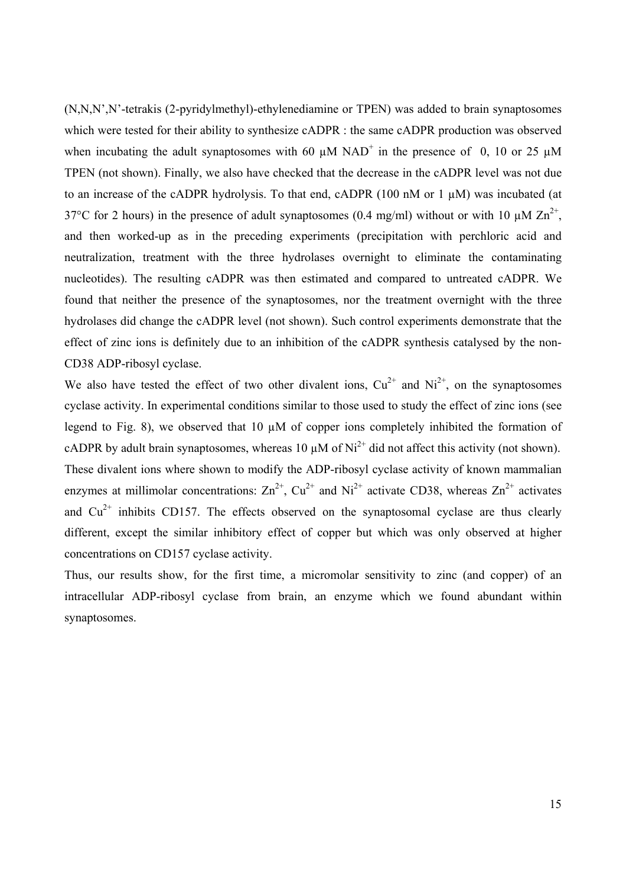(N,N,N',N'-tetrakis (2-pyridylmethyl)-ethylenediamine or TPEN) was added to brain synaptosomes which were tested for their ability to synthesize cADPR : the same cADPR production was observed when incubating the adult synaptosomes with 60 µM $NAD^+$ in the presence of 0, 10 or 25 µM TPEN (not shown). Finally, we also have checked that the decrease in the cADPR level was not due to an increase of the cADPR hydrolysis. To that end, cADPR (100 nM or 1 µM) was incubated (at 37°C for 2 hours) in the presence of adult synaptosomes (0.4 mg/ml) without or with 10 µM $Zn^{2+}$, and then worked-up as in the preceding experiments (precipitation with perchloric acid and neutralization, treatment with the three hydrolases overnight to eliminate the contaminating nucleotides). The resulting cADPR was then estimated and compared to untreated cADPR. We found that neither the presence of the synaptosomes, nor the treatment overnight with the three hydrolases did change the cADPR level (not shown). Such control experiments demonstrate that the effect of zinc ions is definitely due to an inhibition of the cADPR synthesis catalysed by the non-CD38 ADP-ribosyl cyclase.

We also have tested the effect of two other divalent ions, $Cu^{2+}$ and $Ni^{2+}$, on the synaptosomes cyclase activity. In experimental conditions similar to those used to study the effect of zinc ions (see legend to Fig. 8), we observed that 10 µM of copper ions completely inhibited the formation of cADPR by adult brain synaptosomes, whereas 10 µM of $Ni^{2+}$ did not affect this activity (not shown). These divalent ions where shown to modify the ADP-ribosyl cyclase activity of known mammalian enzymes at millimolar concentrations: $Zn^{2+}$, $Cu^{2+}$ and $Ni^{2+}$ activate CD38, whereas $Zn^{2+}$ activates and $Cu^{2+}$ inhibits CD157. The effects observed on the synaptosomal cyclase are thus clearly different, except the similar inhibitory effect of copper but which was only observed at higher concentrations on CD157 cyclase activity.

Thus, our results show, for the first time, a micromolar sensitivity to zinc (and copper) of an intracellular ADP-ribosyl cyclase from brain, an enzyme which we found abundant within synaptosomes.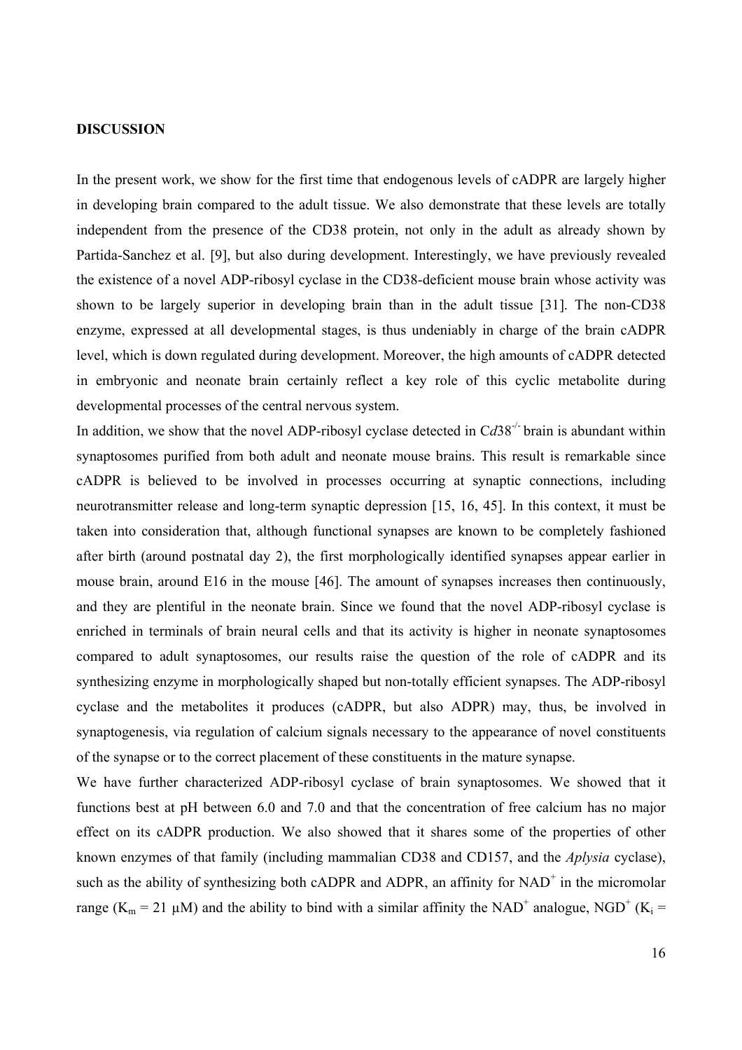**DISCUSSION**

In the present work, we show for the first time that endogenous levels of cADPR are largely higher in developing brain compared to the adult tissue. We also demonstrate that these levels are totally independent from the presence of the CD38 protein, not only in the adult as already shown by Partida-Sanchez et al. [9], but also during development. Interestingly, we have previously revealed the existence of a novel ADP-ribosyl cyclase in the CD38-deficient mouse brain whose activity was shown to be largely superior in developing brain than in the adult tissue [31]. The non-CD38 enzyme, expressed at all developmental stages, is thus undeniably in charge of the brain cADPR level, which is down regulated during development. Moreover, the high amounts of cADPR detected in embryonic and neonate brain certainly reflect a key role of this cyclic metabolite during developmental processes of the central nervous system.

In addition, we show that the novel ADP-ribosyl cyclase detected in C*d*38$^{-/-}$ brain is abundant within synaptosomes purified from both adult and neonate mouse brains. This result is remarkable since cADPR is believed to be involved in processes occurring at synaptic connections, including neurotransmitter release and long-term synaptic depression [15, 16, 45]. In this context, it must be taken into consideration that, although functional synapses are known to be completely fashioned after birth (around postnatal day 2), the first morphologically identified synapses appear earlier in mouse brain, around E16 in the mouse [46]. The amount of synapses increases then continuously, and they are plentiful in the neonate brain. Since we found that the novel ADP-ribosyl cyclase is enriched in terminals of brain neural cells and that its activity is higher in neonate synaptosomes compared to adult synaptosomes, our results raise the question of the role of cADPR and its synthesizing enzyme in morphologically shaped but non-totally efficient synapses. The ADP-ribosyl cyclase and the metabolites it produces (cADPR, but also ADPR) may, thus, be involved in synaptogenesis, via regulation of calcium signals necessary to the appearance of novel constituents of the synapse or to the correct placement of these constituents in the mature synapse.

We have further characterized ADP-ribosyl cyclase of brain synaptosomes. We showed that it functions best at pH between 6.0 and 7.0 and that the concentration of free calcium has no major effect on its cADPR production. We also showed that it shares some of the properties of other known enzymes of that family (including mammalian CD38 and CD157, and the *Aplysia* cyclase), such as the ability of synthesizing both cADPR and ADPR, an affinity for $NAD^+$ in the micromolar range ($K_m$ = 21 μM) and the ability to bind with a similar affinity the $NAD^+$ analogue, $NGD^+$ ($K_i$ =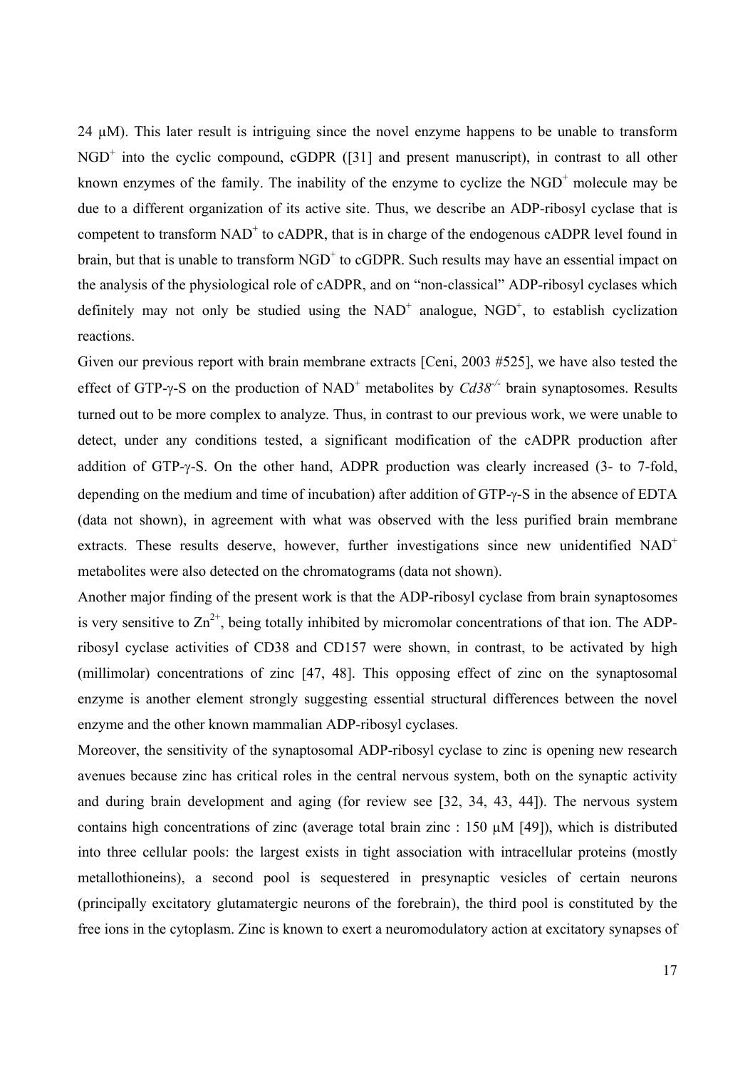24 μM). This later result is intriguing since the novel enzyme happens to be unable to transform $NGD^+$ into the cyclic compound, cGDPR ([31] and present manuscript), in contrast to all other known enzymes of the family. The inability of the enzyme to cyclize the $NGD^+$ molecule may be due to a different organization of its active site. Thus, we describe an ADP-ribosyl cyclase that is competent to transform $NAD^+$ to cADPR, that is in charge of the endogenous cADPR level found in brain, but that is unable to transform $NGD^+$ to cGDPR. Such results may have an essential impact on the analysis of the physiological role of cADPR, and on "non-classical" ADP-ribosyl cyclases which definitely may not only be studied using the $NAD^+$ analogue, $NGD^+$, to establish cyclization reactions.

Given our previous report with brain membrane extracts [Ceni, 2003 #525], we have also tested the effect of GTP-γ-S on the production of $NAD^+$ metabolites by *Cd38*$^{-/-}$ brain synaptosomes. Results turned out to be more complex to analyze. Thus, in contrast to our previous work, we were unable to detect, under any conditions tested, a significant modification of the cADPR production after addition of GTP-γ-S. On the other hand, ADPR production was clearly increased (3- to 7-fold, depending on the medium and time of incubation) after addition of GTP-γ-S in the absence of EDTA (data not shown), in agreement with what was observed with the less purified brain membrane extracts. These results deserve, however, further investigations since new unidentified $NAD^+$ metabolites were also detected on the chromatograms (data not shown).

Another major finding of the present work is that the ADP-ribosyl cyclase from brain synaptosomes is very sensitive to $Zn^{2+}$, being totally inhibited by micromolar concentrations of that ion. The ADP-ribosyl cyclase activities of CD38 and CD157 were shown, in contrast, to be activated by high (millimolar) concentrations of zinc [47, 48]. This opposing effect of zinc on the synaptosomal enzyme is another element strongly suggesting essential structural differences between the novel enzyme and the other known mammalian ADP-ribosyl cyclases.

Moreover, the sensitivity of the synaptosomal ADP-ribosyl cyclase to zinc is opening new research avenues because zinc has critical roles in the central nervous system, both on the synaptic activity and during brain development and aging (for review see [32, 34, 43, 44]). The nervous system contains high concentrations of zinc (average total brain zinc : 150 μM [49]), which is distributed into three cellular pools: the largest exists in tight association with intracellular proteins (mostly metallothioneins), a second pool is sequestered in presynaptic vesicles of certain neurons (principally excitatory glutamatergic neurons of the forebrain), the third pool is constituted by the free ions in the cytoplasm. Zinc is known to exert a neuromodulatory action at excitatory synapses of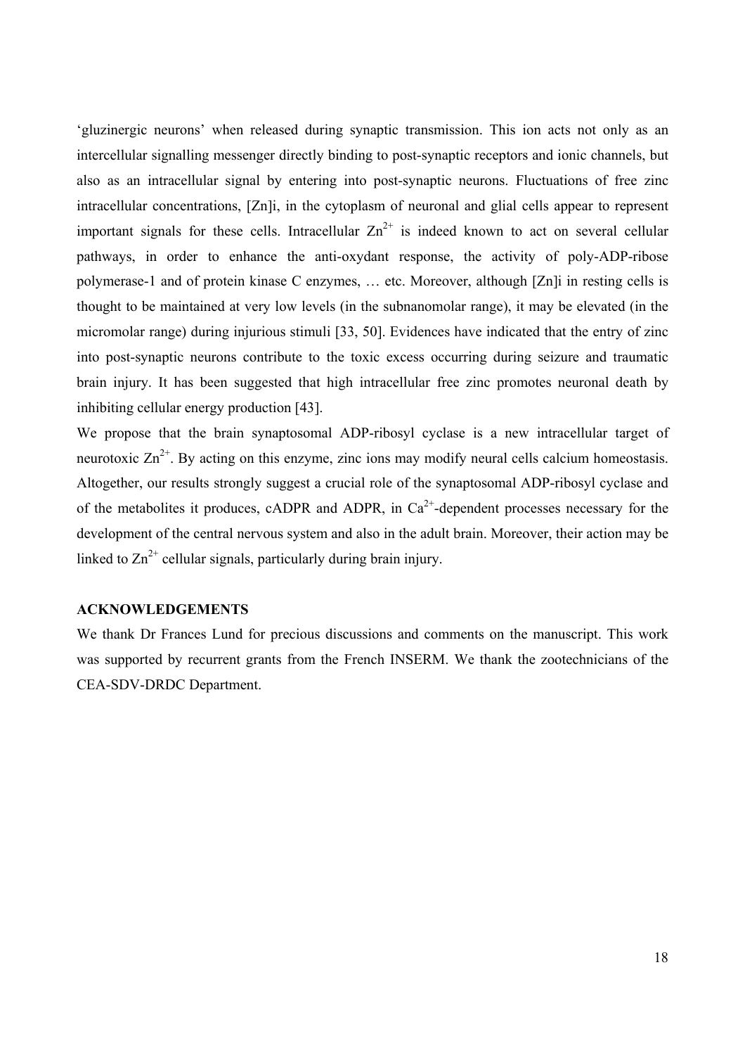'gluzinergic neurons' when released during synaptic transmission. This ion acts not only as an intercellular signalling messenger directly binding to post-synaptic receptors and ionic channels, but also as an intracellular signal by entering into post-synaptic neurons. Fluctuations of free zinc intracellular concentrations, [Zn]i, in the cytoplasm of neuronal and glial cells appear to represent important signals for these cells. Intracellular $Zn^{2+}$ is indeed known to act on several cellular pathways, in order to enhance the anti-oxydant response, the activity of poly-ADP-ribose polymerase-1 and of protein kinase C enzymes, … etc. Moreover, although [Zn]i in resting cells is thought to be maintained at very low levels (in the subnanomolar range), it may be elevated (in the micromolar range) during injurious stimuli [33, 50]. Evidences have indicated that the entry of zinc into post-synaptic neurons contribute to the toxic excess occurring during seizure and traumatic brain injury. It has been suggested that high intracellular free zinc promotes neuronal death by inhibiting cellular energy production [43].

We propose that the brain synaptosomal ADP-ribosyl cyclase is a new intracellular target of neurotoxic $Zn^{2+}$. By acting on this enzyme, zinc ions may modify neural cells calcium homeostasis. Altogether, our results strongly suggest a crucial role of the synaptosomal ADP-ribosyl cyclase and of the metabolites it produces, cADPR and ADPR, in $Ca^{2+}$-dependent processes necessary for the development of the central nervous system and also in the adult brain. Moreover, their action may be linked to $Zn^{2+}$ cellular signals, particularly during brain injury.

## ACKNOWLEDGEMENTS

We thank Dr Frances Lund for precious discussions and comments on the manuscript. This work was supported by recurrent grants from the French INSERM. We thank the zootechnicians of the CEA-SDV-DRDC Department.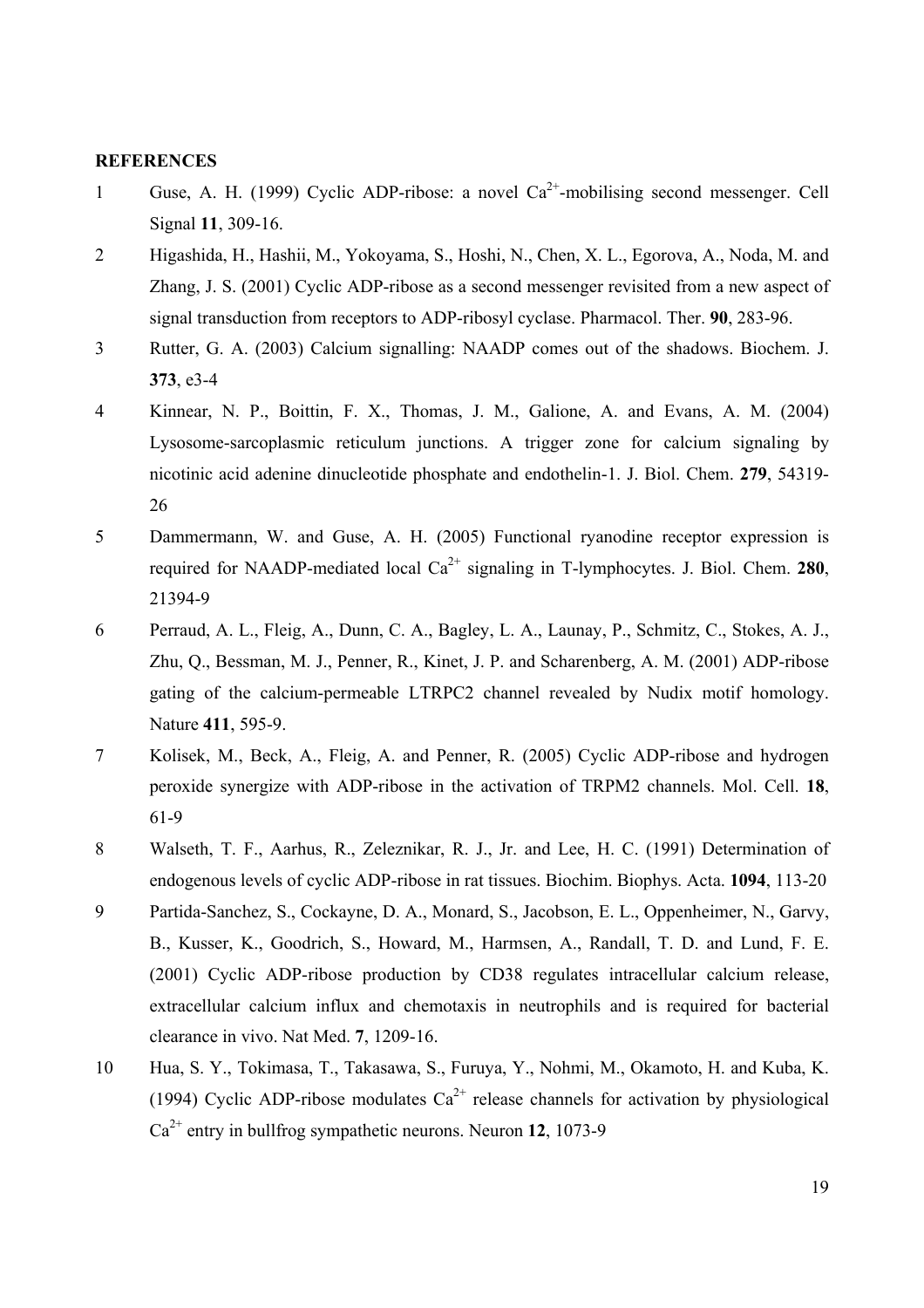**REFERENCES**

1. Guse, A. H. (1999) Cyclic ADP-ribose: a novel $Ca^{2+}$-mobilising second messenger. Cell Signal **11**, 309-16.
2. Higashida, H., Hashii, M., Yokoyama, S., Hoshi, N., Chen, X. L., Egorova, A., Noda, M. and Zhang, J. S. (2001) Cyclic ADP-ribose as a second messenger revisited from a new aspect of signal transduction from receptors to ADP-ribosyl cyclase. Pharmacol. Ther. **90**, 283-96.
3. Rutter, G. A. (2003) Calcium signalling: NAADP comes out of the shadows. Biochem. J. **373**, e3-4
4. Kinnear, N. P., Boittin, F. X., Thomas, J. M., Galione, A. and Evans, A. M. (2004) Lysosome-sarcoplasmic reticulum junctions. A trigger zone for calcium signaling by nicotinic acid adenine dinucleotide phosphate and endothelin-1. J. Biol. Chem. **279**, 54319-26
5. Dammermann, W. and Guse, A. H. (2005) Functional ryanodine receptor expression is required for NAADP-mediated local $Ca^{2+}$ signaling in T-lymphocytes. J. Biol. Chem. **280**, 21394-9
6. Perraud, A. L., Fleig, A., Dunn, C. A., Bagley, L. A., Launay, P., Schmitz, C., Stokes, A. J., Zhu, Q., Bessman, M. J., Penner, R., Kinet, J. P. and Scharenberg, A. M. (2001) ADP-ribose gating of the calcium-permeable LTRPC2 channel revealed by Nudix motif homology. Nature **411**, 595-9.
7. Kolisek, M., Beck, A., Fleig, A. and Penner, R. (2005) Cyclic ADP-ribose and hydrogen peroxide synergize with ADP-ribose in the activation of TRPM2 channels. Mol. Cell. **18**, 61-9
8. Walseth, T. F., Aarhus, R., Zeleznikar, R. J., Jr. and Lee, H. C. (1991) Determination of endogenous levels of cyclic ADP-ribose in rat tissues. Biochim. Biophys. Acta. **1094**, 113-20
9. Partida-Sanchez, S., Cockayne, D. A., Monard, S., Jacobson, E. L., Oppenheimer, N., Garvy, B., Kusser, K., Goodrich, S., Howard, M., Harmsen, A., Randall, T. D. and Lund, F. E. (2001) Cyclic ADP-ribose production by CD38 regulates intracellular calcium release, extracellular calcium influx and chemotaxis in neutrophils and is required for bacterial clearance in vivo. Nat Med. **7**, 1209-16.
10. Hua, S. Y., Tokimasa, T., Takasawa, S., Furuya, Y., Nohmi, M., Okamoto, H. and Kuba, K. (1994) Cyclic ADP-ribose modulates $Ca^{2+}$ release channels for activation by physiological $Ca^{2+}$ entry in bullfrog sympathetic neurons. Neuron **12**, 1073-9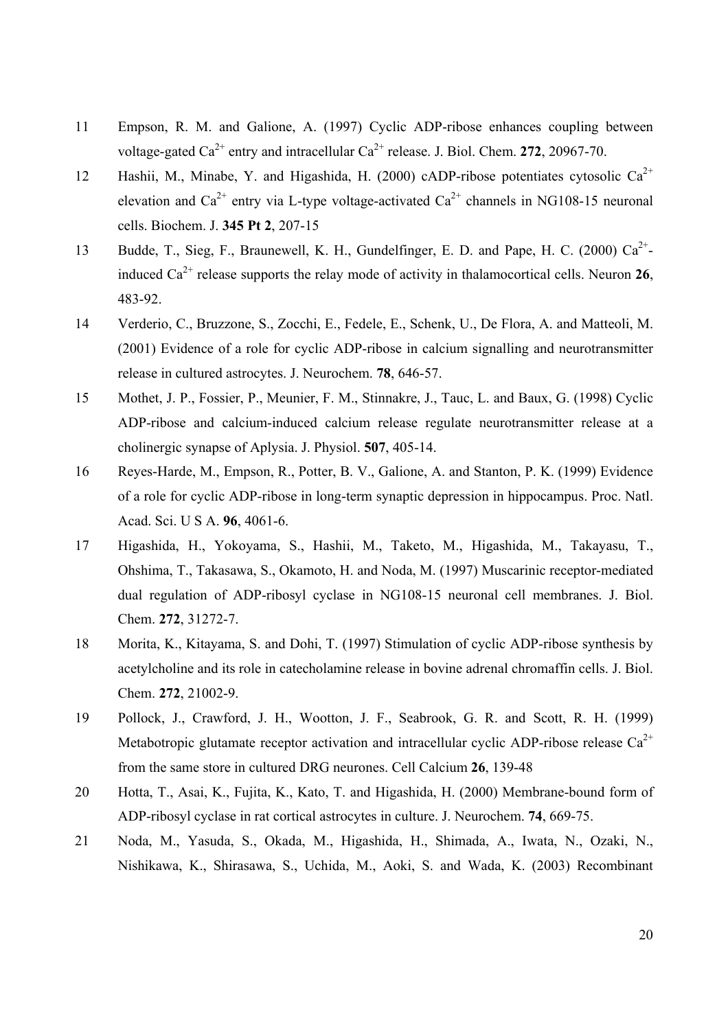11 Empson, R. M. and Galione, A. (1997) Cyclic ADP-ribose enhances coupling between voltage-gated $Ca^{2+}$ entry and intracellular $Ca^{2+}$ release. J. Biol. Chem. **272**, 20967-70.

12 Hashii, M., Minabe, Y. and Higashida, H. (2000) cADP-ribose potentiates cytosolic $Ca^{2+}$ elevation and $Ca^{2+}$ entry via L-type voltage-activated $Ca^{2+}$ channels in NG108-15 neuronal cells. Biochem. J. **345 Pt 2**, 207-15

13 Budde, T., Sieg, F., Braunewell, K. H., Gundelfinger, E. D. and Pape, H. C. (2000) $Ca^{2+}$-induced $Ca^{2+}$ release supports the relay mode of activity in thalamocortical cells. Neuron **26**, 483-92.

14 Verderio, C., Bruzzone, S., Zocchi, E., Fedele, E., Schenk, U., De Flora, A. and Matteoli, M. (2001) Evidence of a role for cyclic ADP-ribose in calcium signalling and neurotransmitter release in cultured astrocytes. J. Neurochem. **78**, 646-57.

15 Mothet, J. P., Fossier, P., Meunier, F. M., Stinnakre, J., Tauc, L. and Baux, G. (1998) Cyclic ADP-ribose and calcium-induced calcium release regulate neurotransmitter release at a cholinergic synapse of Aplysia. J. Physiol. **507**, 405-14.

16 Reyes-Harde, M., Empson, R., Potter, B. V., Galione, A. and Stanton, P. K. (1999) Evidence of a role for cyclic ADP-ribose in long-term synaptic depression in hippocampus. Proc. Natl. Acad. Sci. U S A. **96**, 4061-6.

17 Higashida, H., Yokoyama, S., Hashii, M., Taketo, M., Higashida, M., Takayasu, T., Ohshima, T., Takasawa, S., Okamoto, H. and Noda, M. (1997) Muscarinic receptor-mediated dual regulation of ADP-ribosyl cyclase in NG108-15 neuronal cell membranes. J. Biol. Chem. **272**, 31272-7.

18 Morita, K., Kitayama, S. and Dohi, T. (1997) Stimulation of cyclic ADP-ribose synthesis by acetylcholine and its role in catecholamine release in bovine adrenal chromaffin cells. J. Biol. Chem. **272**, 21002-9.

19 Pollock, J., Crawford, J. H., Wootton, J. F., Seabrook, G. R. and Scott, R. H. (1999) Metabotropic glutamate receptor activation and intracellular cyclic ADP-ribose release $Ca^{2+}$ from the same store in cultured DRG neurones. Cell Calcium **26**, 139-48

20 Hotta, T., Asai, K., Fujita, K., Kato, T. and Higashida, H. (2000) Membrane-bound form of ADP-ribosyl cyclase in rat cortical astrocytes in culture. J. Neurochem. **74**, 669-75.

21 Noda, M., Yasuda, S., Okada, M., Higashida, H., Shimada, A., Iwata, N., Ozaki, N., Nishikawa, K., Shirasawa, S., Uchida, M., Aoki, S. and Wada, K. (2003) Recombinant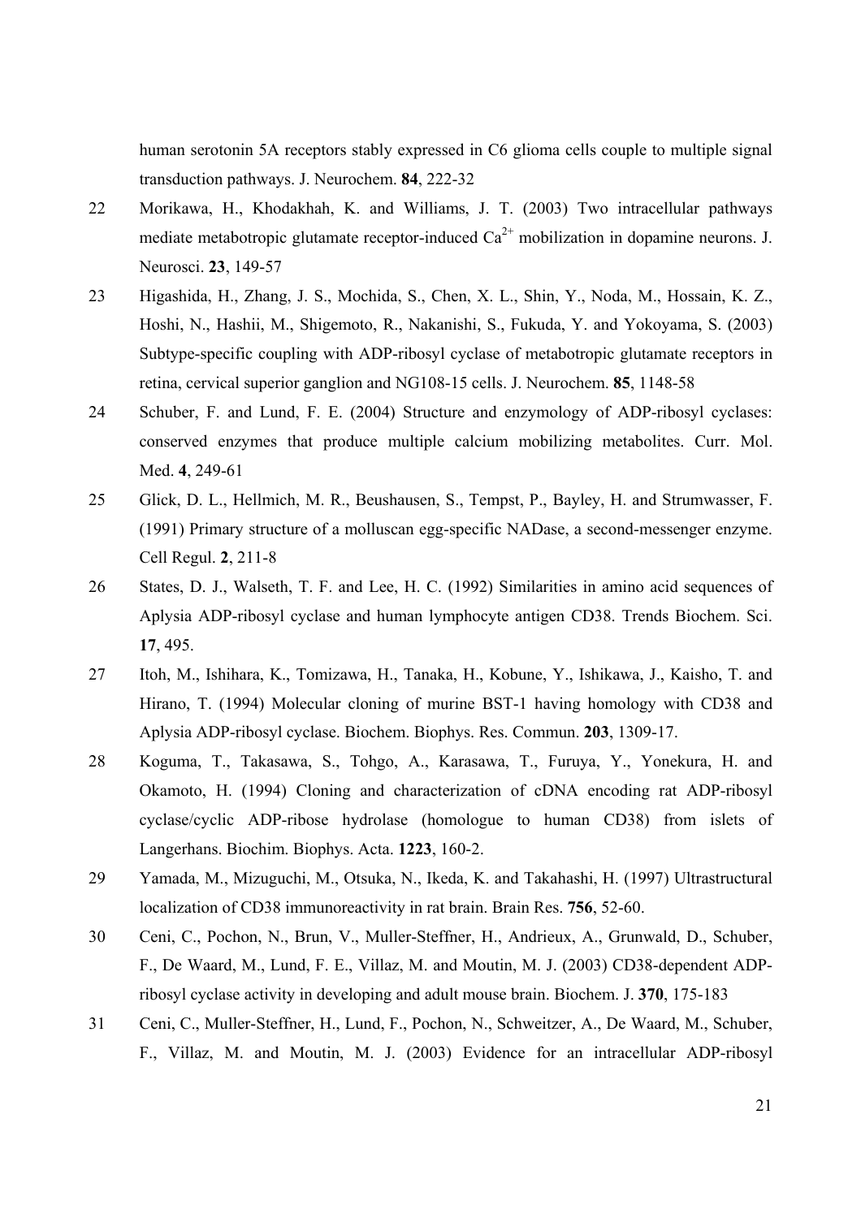human serotonin 5A receptors stably expressed in C6 glioma cells couple to multiple signal transduction pathways. J. Neurochem. **84**, 222-32

22 Morikawa, H., Khodakhah, K. and Williams, J. T. (2003) Two intracellular pathways mediate metabotropic glutamate receptor-induced $Ca^{2+}$ mobilization in dopamine neurons. J. Neurosci. **23**, 149-57

23 Higashida, H., Zhang, J. S., Mochida, S., Chen, X. L., Shin, Y., Noda, M., Hossain, K. Z., Hoshi, N., Hashii, M., Shigemoto, R., Nakanishi, S., Fukuda, Y. and Yokoyama, S. (2003) Subtype-specific coupling with ADP-ribosyl cyclase of metabotropic glutamate receptors in retina, cervical superior ganglion and NG108-15 cells. J. Neurochem. **85**, 1148-58

24 Schuber, F. and Lund, F. E. (2004) Structure and enzymology of ADP-ribosyl cyclases: conserved enzymes that produce multiple calcium mobilizing metabolites. Curr. Mol. Med. **4**, 249-61

25 Glick, D. L., Hellmich, M. R., Beushausen, S., Tempst, P., Bayley, H. and Strumwasser, F. (1991) Primary structure of a molluscan egg-specific NADase, a second-messenger enzyme. Cell Regul. **2**, 211-8

26 States, D. J., Walseth, T. F. and Lee, H. C. (1992) Similarities in amino acid sequences of Aplysia ADP-ribosyl cyclase and human lymphocyte antigen CD38. Trends Biochem. Sci. **17**, 495.

27 Itoh, M., Ishihara, K., Tomizawa, H., Tanaka, H., Kobune, Y., Ishikawa, J., Kaisho, T. and Hirano, T. (1994) Molecular cloning of murine BST-1 having homology with CD38 and Aplysia ADP-ribosyl cyclase. Biochem. Biophys. Res. Commun. **203**, 1309-17.

28 Koguma, T., Takasawa, S., Tohgo, A., Karasawa, T., Furuya, Y., Yonekura, H. and Okamoto, H. (1994) Cloning and characterization of cDNA encoding rat ADP-ribosyl cyclase/cyclic ADP-ribose hydrolase (homologue to human CD38) from islets of Langerhans. Biochim. Biophys. Acta. **1223**, 160-2.

29 Yamada, M., Mizuguchi, M., Otsuka, N., Ikeda, K. and Takahashi, H. (1997) Ultrastructural localization of CD38 immunoreactivity in rat brain. Brain Res. **756**, 52-60.

30 Ceni, C., Pochon, N., Brun, V., Muller-Steffner, H., Andrieux, A., Grunwald, D., Schuber, F., De Waard, M., Lund, F. E., Villaz, M. and Moutin, M. J. (2003) CD38-dependent ADP-ribosyl cyclase activity in developing and adult mouse brain. Biochem. J. **370**, 175-183

31 Ceni, C., Muller-Steffner, H., Lund, F., Pochon, N., Schweitzer, A., De Waard, M., Schuber, F., Villaz, M. and Moutin, M. J. (2003) Evidence for an intracellular ADP-ribosyl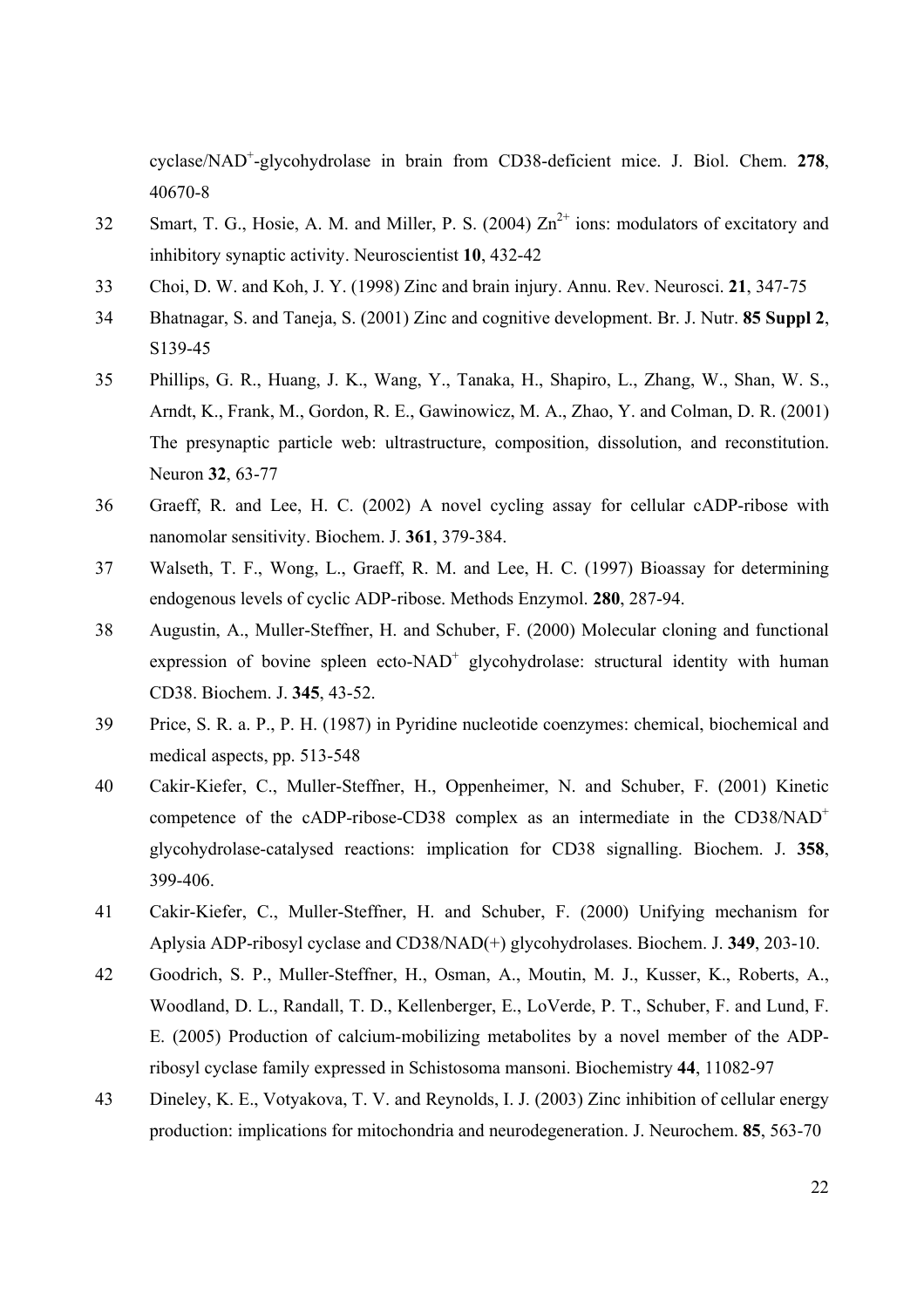cyclase/NAD$^+$-glycohydrolase in brain from CD38-deficient mice. J. Biol. Chem. **278**, 40670-8

32 Smart, T. G., Hosie, A. M. and Miller, P. S. (2004) $Zn^{2+}$ ions: modulators of excitatory and inhibitory synaptic activity. Neuroscientist **10**, 432-42

33 Choi, D. W. and Koh, J. Y. (1998) Zinc and brain injury. Annu. Rev. Neurosci. **21**, 347-75

34 Bhatnagar, S. and Taneja, S. (2001) Zinc and cognitive development. Br. J. Nutr. **85 Suppl 2**, S139-45

35 Phillips, G. R., Huang, J. K., Wang, Y., Tanaka, H., Shapiro, L., Zhang, W., Shan, W. S., Arndt, K., Frank, M., Gordon, R. E., Gawinowicz, M. A., Zhao, Y. and Colman, D. R. (2001) The presynaptic particle web: ultrastructure, composition, dissolution, and reconstitution. Neuron **32**, 63-77

36 Graeff, R. and Lee, H. C. (2002) A novel cycling assay for cellular cADP-ribose with nanomolar sensitivity. Biochem. J. **361**, 379-384.

37 Walseth, T. F., Wong, L., Graeff, R. M. and Lee, H. C. (1997) Bioassay for determining endogenous levels of cyclic ADP-ribose. Methods Enzymol. **280**, 287-94.

38 Augustin, A., Muller-Steffner, H. and Schuber, F. (2000) Molecular cloning and functional expression of bovine spleen ecto-NAD$^+$ glycohydrolase: structural identity with human CD38. Biochem. J. **345**, 43-52.

39 Price, S. R. a. P., P. H. (1987) in Pyridine nucleotide coenzymes: chemical, biochemical and medical aspects, pp. 513-548

40 Cakir-Kiefer, C., Muller-Steffner, H., Oppenheimer, N. and Schuber, F. (2001) Kinetic competence of the cADP-ribose-CD38 complex as an intermediate in the CD38/NAD$^+$ glycohydrolase-catalysed reactions: implication for CD38 signalling. Biochem. J. **358**, 399-406.

41 Cakir-Kiefer, C., Muller-Steffner, H. and Schuber, F. (2000) Unifying mechanism for Aplysia ADP-ribosyl cyclase and CD38/NAD(+) glycohydrolases. Biochem. J. **349**, 203-10.

42 Goodrich, S. P., Muller-Steffner, H., Osman, A., Moutin, M. J., Kusser, K., Roberts, A., Woodland, D. L., Randall, T. D., Kellenberger, E., LoVerde, P. T., Schuber, F. and Lund, F. E. (2005) Production of calcium-mobilizing metabolites by a novel member of the ADP-ribosyl cyclase family expressed in Schistosoma mansoni. Biochemistry **44**, 11082-97

43 Dineley, K. E., Votyakova, T. V. and Reynolds, I. J. (2003) Zinc inhibition of cellular energy production: implications for mitochondria and neurodegeneration. J. Neurochem. **85**, 563-70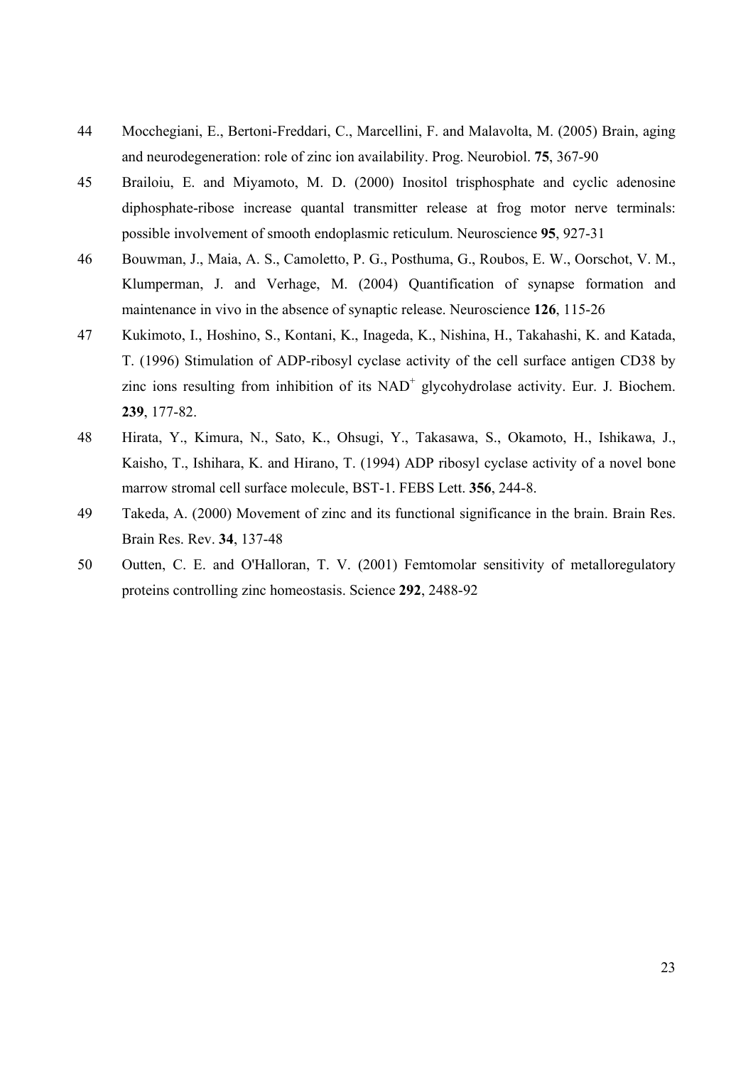44 Mocchegiani, E., Bertoni-Freddari, C., Marcellini, F. and Malavolta, M. (2005) Brain, aging and neurodegeneration: role of zinc ion availability. Prog. Neurobiol. **75**, 367-90

45 Brailoiu, E. and Miyamoto, M. D. (2000) Inositol trisphosphate and cyclic adenosine diphosphate-ribose increase quantal transmitter release at frog motor nerve terminals: possible involvement of smooth endoplasmic reticulum. Neuroscience **95**, 927-31

46 Bouwman, J., Maia, A. S., Camoletto, P. G., Posthuma, G., Roubos, E. W., Oorschot, V. M., Klumperman, J. and Verhage, M. (2004) Quantification of synapse formation and maintenance in vivo in the absence of synaptic release. Neuroscience **126**, 115-26

47 Kukimoto, I., Hoshino, S., Kontani, K., Inageda, K., Nishina, H., Takahashi, K. and Katada, T. (1996) Stimulation of ADP-ribosyl cyclase activity of the cell surface antigen CD38 by zinc ions resulting from inhibition of its $NAD^+$ glycohydrolase activity. Eur. J. Biochem. **239**, 177-82.

48 Hirata, Y., Kimura, N., Sato, K., Ohsugi, Y., Takasawa, S., Okamoto, H., Ishikawa, J., Kaisho, T., Ishihara, K. and Hirano, T. (1994) ADP ribosyl cyclase activity of a novel bone marrow stromal cell surface molecule, BST-1. FEBS Lett. **356**, 244-8.

49 Takeda, A. (2000) Movement of zinc and its functional significance in the brain. Brain Res. Brain Res. Rev. **34**, 137-48

50 Outten, C. E. and O'Halloran, T. V. (2001) Femtomolar sensitivity of metalloregulatory proteins controlling zinc homeostasis. Science **292**, 2488-92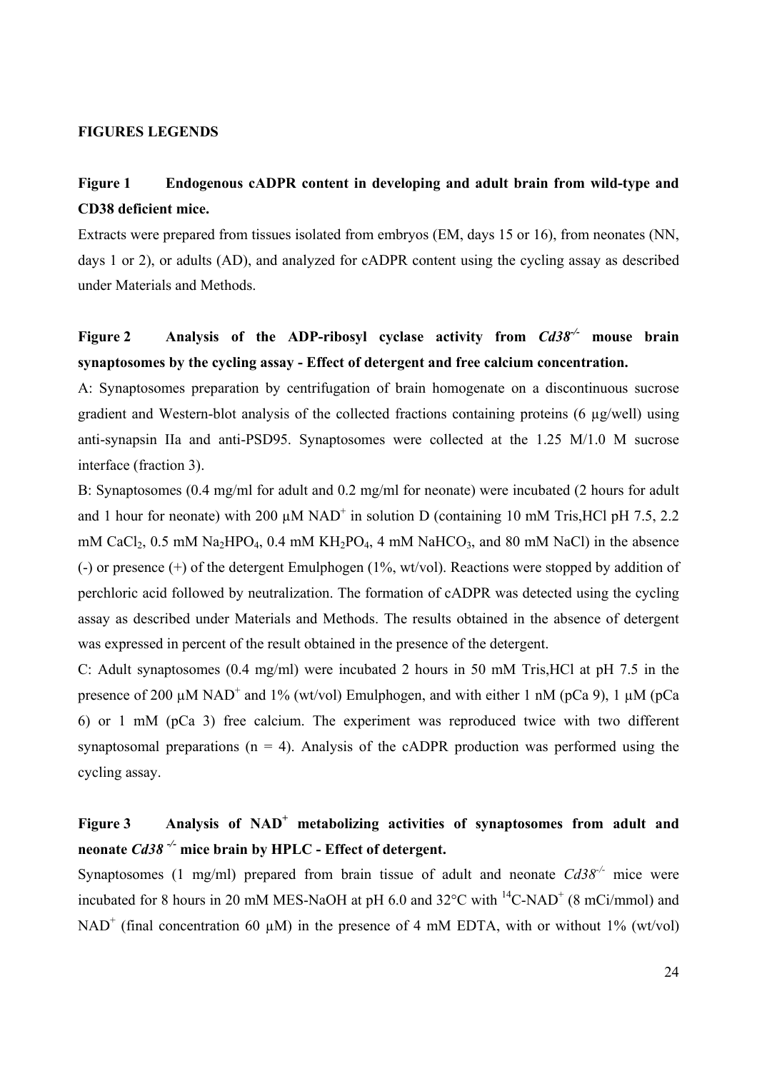**FIGURES LEGENDS**

**Figure 1 Endogenous cADPR content in developing and adult brain from wild-type and CD38 deficient mice.**

Extracts were prepared from tissues isolated from embryos (EM, days 15 or 16), from neonates (NN, days 1 or 2), or adults (AD), and analyzed for cADPR content using the cycling assay as described under Materials and Methods.

**Figure 2 Analysis of the ADP-ribosyl cyclase activity from *Cd38$^{-/-}$* mouse brain synaptosomes by the cycling assay - Effect of detergent and free calcium concentration.**

A: Synaptosomes preparation by centrifugation of brain homogenate on a discontinuous sucrose gradient and Western-blot analysis of the collected fractions containing proteins (6 µg/well) using anti-synapsin IIa and anti-PSD95. Synaptosomes were collected at the 1.25 M/1.0 M sucrose interface (fraction 3).

B: Synaptosomes (0.4 mg/ml for adult and 0.2 mg/ml for neonate) were incubated (2 hours for adult and 1 hour for neonate) with 200 µM $NAD^+$ in solution D (containing 10 mM Tris,HCl pH 7.5, 2.2 mM $CaCl_2$, 0.5 mM $Na_2HPO_4$, 0.4 mM $KH_2PO_4$, 4 mM $NaHCO_3$, and 80 mM NaCl) in the absence (-) or presence (+) of the detergent Emulphogen (1%, wt/vol). Reactions were stopped by addition of perchloric acid followed by neutralization. The formation of cADPR was detected using the cycling assay as described under Materials and Methods. The results obtained in the absence of detergent was expressed in percent of the result obtained in the presence of the detergent.

C: Adult synaptosomes (0.4 mg/ml) were incubated 2 hours in 50 mM Tris,HCl at pH 7.5 in the presence of 200 µM $NAD^+$ and 1% (wt/vol) Emulphogen, and with either 1 nM (pCa 9), 1 µM (pCa 6) or 1 mM (pCa 3) free calcium. The experiment was reproduced twice with two different synaptosomal preparations (n = 4). Analysis of the cADPR production was performed using the cycling assay.

**Figure 3 Analysis of $NAD^+$ metabolizing activities of synaptosomes from adult and neonate *Cd38$^{-/-}$* mice brain by HPLC - Effect of detergent.**

Synaptosomes (1 mg/ml) prepared from brain tissue of adult and neonate *Cd38$^{-/-}$* mice were incubated for 8 hours in 20 mM MES-NaOH at pH 6.0 and 32°C with $^{14}C$-$NAD^+$ (8 mCi/mmol) and $NAD^+$ (final concentration 60 µM) in the presence of 4 mM EDTA, with or without 1% (wt/vol)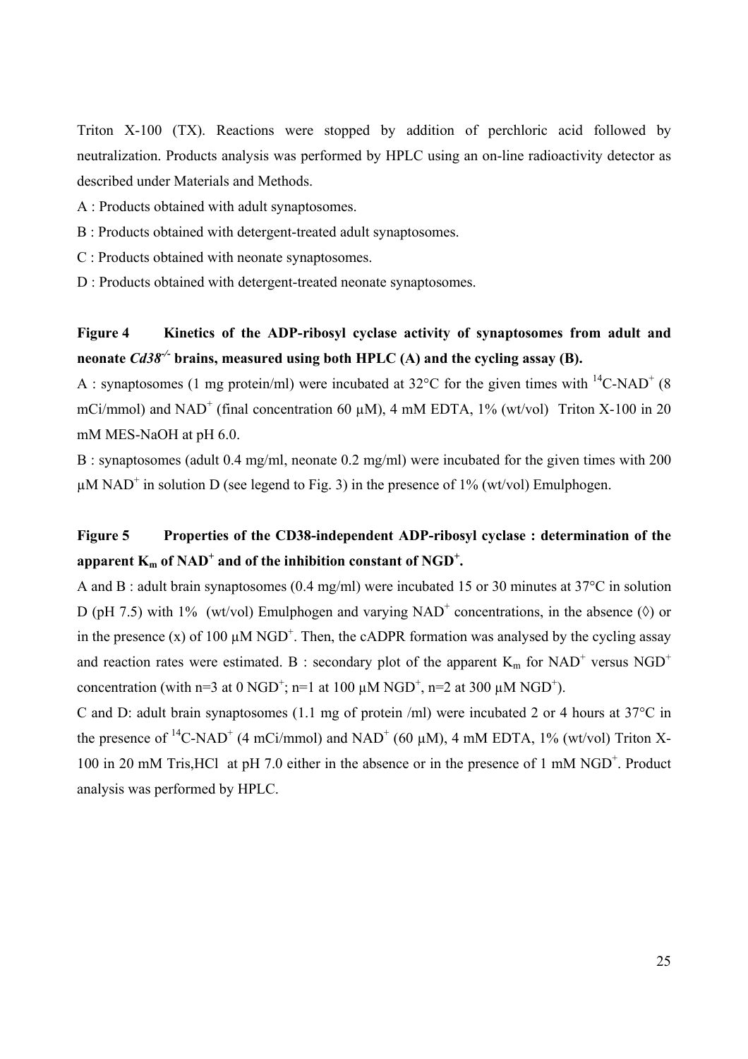Triton X-100 (TX). Reactions were stopped by addition of perchloric acid followed by neutralization. Products analysis was performed by HPLC using an on-line radioactivity detector as described under Materials and Methods.

A : Products obtained with adult synaptosomes.

B : Products obtained with detergent-treated adult synaptosomes.

C : Products obtained with neonate synaptosomes.

D : Products obtained with detergent-treated neonate synaptosomes.

**Figure 4 Kinetics of the ADP-ribosyl cyclase activity of synaptosomes from adult and neonate *Cd38*$^{-/-}$ brains, measured using both HPLC (A) and the cycling assay (B).**

A : synaptosomes (1 mg protein/ml) were incubated at 32°C for the given times with $^{14}$C-NAD$^+$ (8 mCi/mmol) and NAD$^+$ (final concentration 60 µM), 4 mM EDTA, 1% (wt/vol) Triton X-100 in 20 mM MES-NaOH at pH 6.0.

B : synaptosomes (adult 0.4 mg/ml, neonate 0.2 mg/ml) were incubated for the given times with 200 µM NAD$^+$ in solution D (see legend to Fig. 3) in the presence of 1% (wt/vol) Emulphogen.

**Figure 5 Properties of the CD38-independent ADP-ribosyl cyclase : determination of the apparent $K_m$ of NAD$^+$ and of the inhibition constant of NGD$^+$.**

A and B : adult brain synaptosomes (0.4 mg/ml) were incubated 15 or 30 minutes at 37°C in solution D (pH 7.5) with 1% (wt/vol) Emulphogen and varying NAD$^+$ concentrations, in the absence (◊) or in the presence (x) of 100 µM NGD$^+$. Then, the cADPR formation was analysed by the cycling assay and reaction rates were estimated. B : secondary plot of the apparent $K_m$ for NAD$^+$ versus NGD$^+$ concentration (with n=3 at 0 NGD$^+$; n=1 at 100 µM NGD$^+$, n=2 at 300 µM NGD$^+$).

C and D: adult brain synaptosomes (1.1 mg of protein /ml) were incubated 2 or 4 hours at 37°C in the presence of $^{14}$C-NAD$^+$ (4 mCi/mmol) and NAD$^+$ (60 µM), 4 mM EDTA, 1% (wt/vol) Triton X-100 in 20 mM Tris,HCl at pH 7.0 either in the absence or in the presence of 1 mM NGD$^+$. Product analysis was performed by HPLC.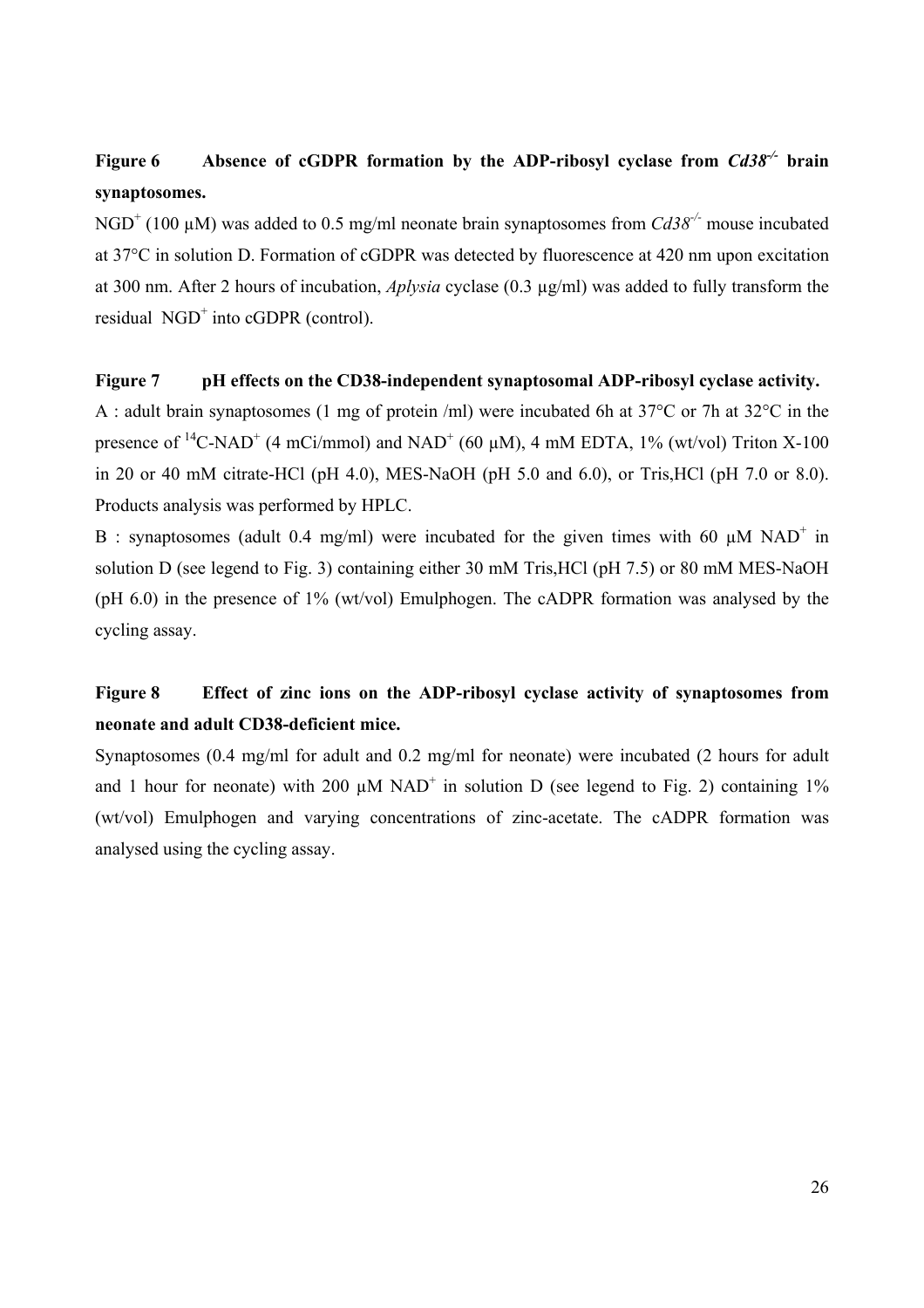**Figure 6 Absence of cGDPR formation by the ADP-ribosyl cyclase from *Cd38*$^{-/-}$ brain synaptosomes.**

$NGD^+$ (100 µM) was added to 0.5 mg/ml neonate brain synaptosomes from *Cd38*$^{-/-}$ mouse incubated at 37°C in solution D. Formation of cGDPR was detected by fluorescence at 420 nm upon excitation at 300 nm. After 2 hours of incubation, *Aplysia* cyclase (0.3 µg/ml) was added to fully transform the residual $NGD^+$ into cGDPR (control).

**Figure 7 pH effects on the CD38-independent synaptosomal ADP-ribosyl cyclase activity.**

A : adult brain synaptosomes (1 mg of protein /ml) were incubated 6h at 37°C or 7h at 32°C in the presence of $^{14}C$-$NAD^+$ (4 mCi/mmol) and $NAD^+$ (60 µM), 4 mM EDTA, 1% (wt/vol) Triton X-100 in 20 or 40 mM citrate-HCl (pH 4.0), MES-NaOH (pH 5.0 and 6.0), or Tris,HCl (pH 7.0 or 8.0). Products analysis was performed by HPLC.

B : synaptosomes (adult 0.4 mg/ml) were incubated for the given times with 60 µM $NAD^+$ in solution D (see legend to Fig. 3) containing either 30 mM Tris,HCl (pH 7.5) or 80 mM MES-NaOH (pH 6.0) in the presence of 1% (wt/vol) Emulphogen. The cADPR formation was analysed by the cycling assay.

**Figure 8 Effect of zinc ions on the ADP-ribosyl cyclase activity of synaptosomes from neonate and adult CD38-deficient mice.**

Synaptosomes (0.4 mg/ml for adult and 0.2 mg/ml for neonate) were incubated (2 hours for adult and 1 hour for neonate) with 200 µM $NAD^+$ in solution D (see legend to Fig. 2) containing 1% (wt/vol) Emulphogen and varying concentrations of zinc-acetate. The cADPR formation was analysed using the cycling assay.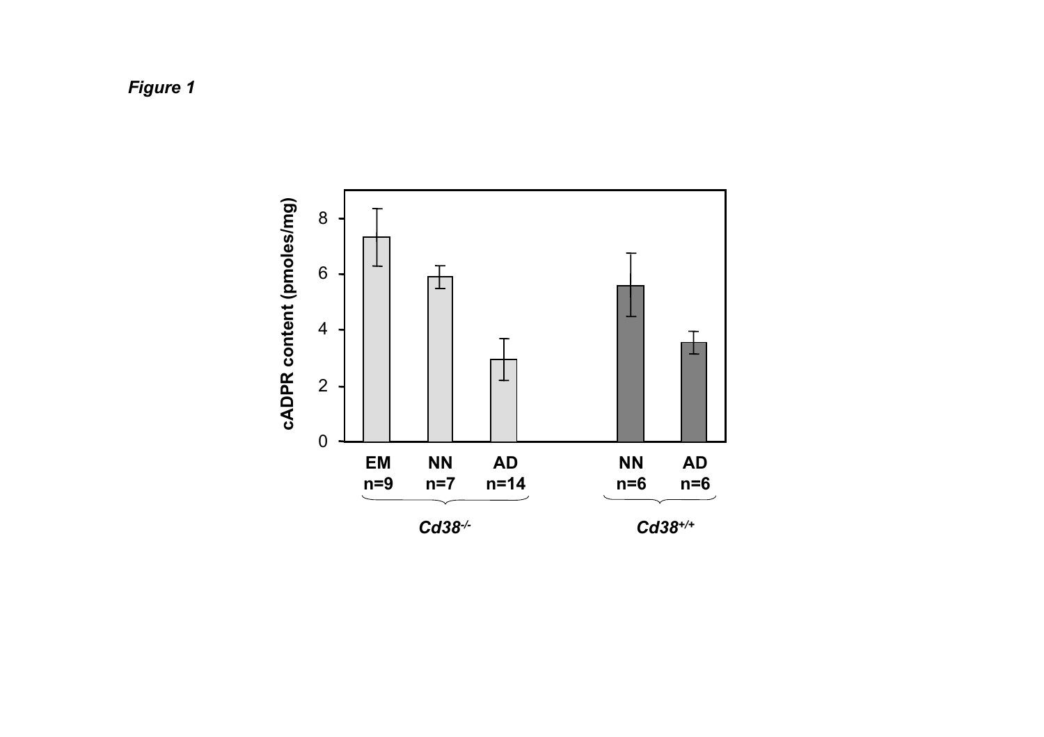*Figure 1*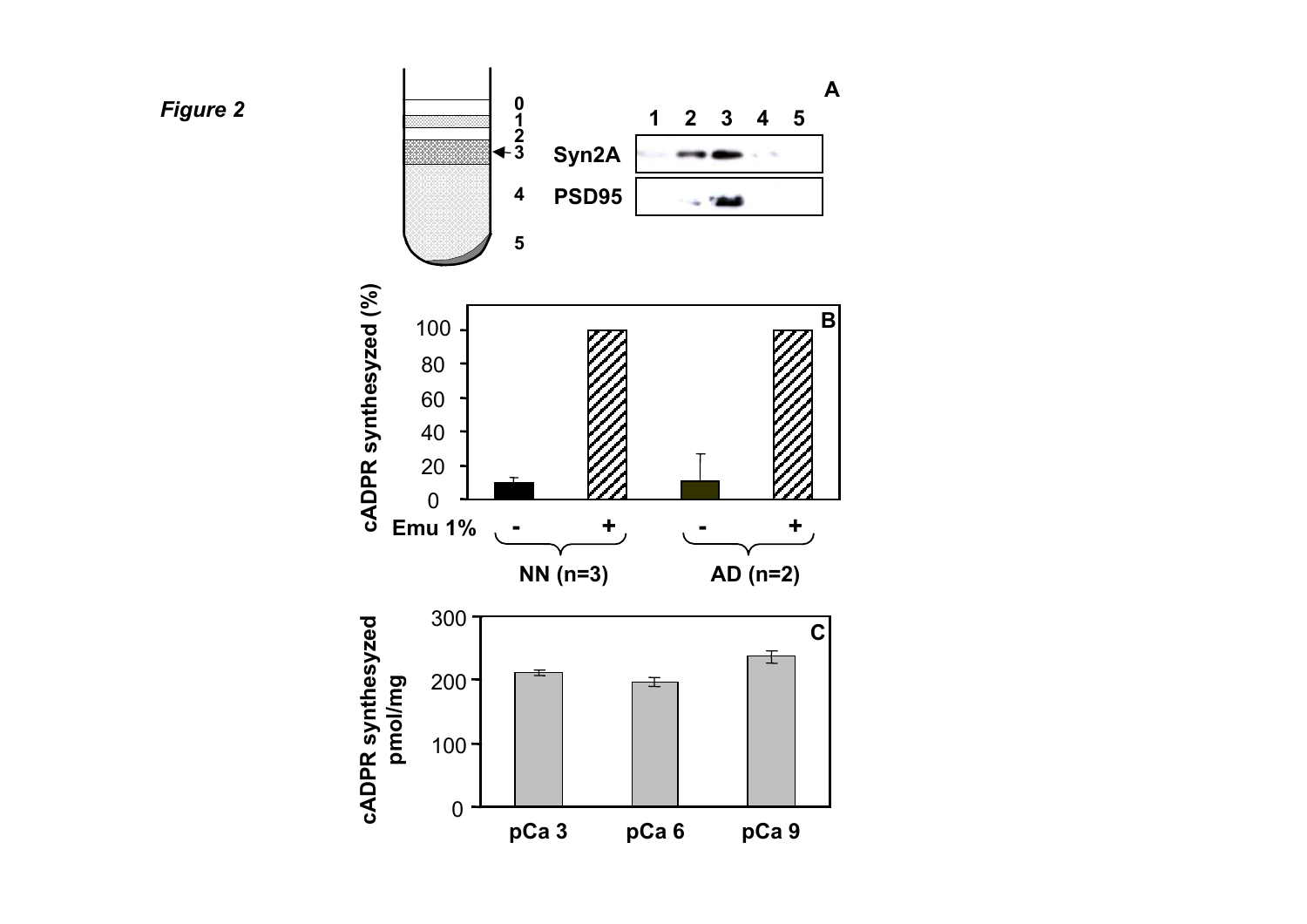*Figure 2*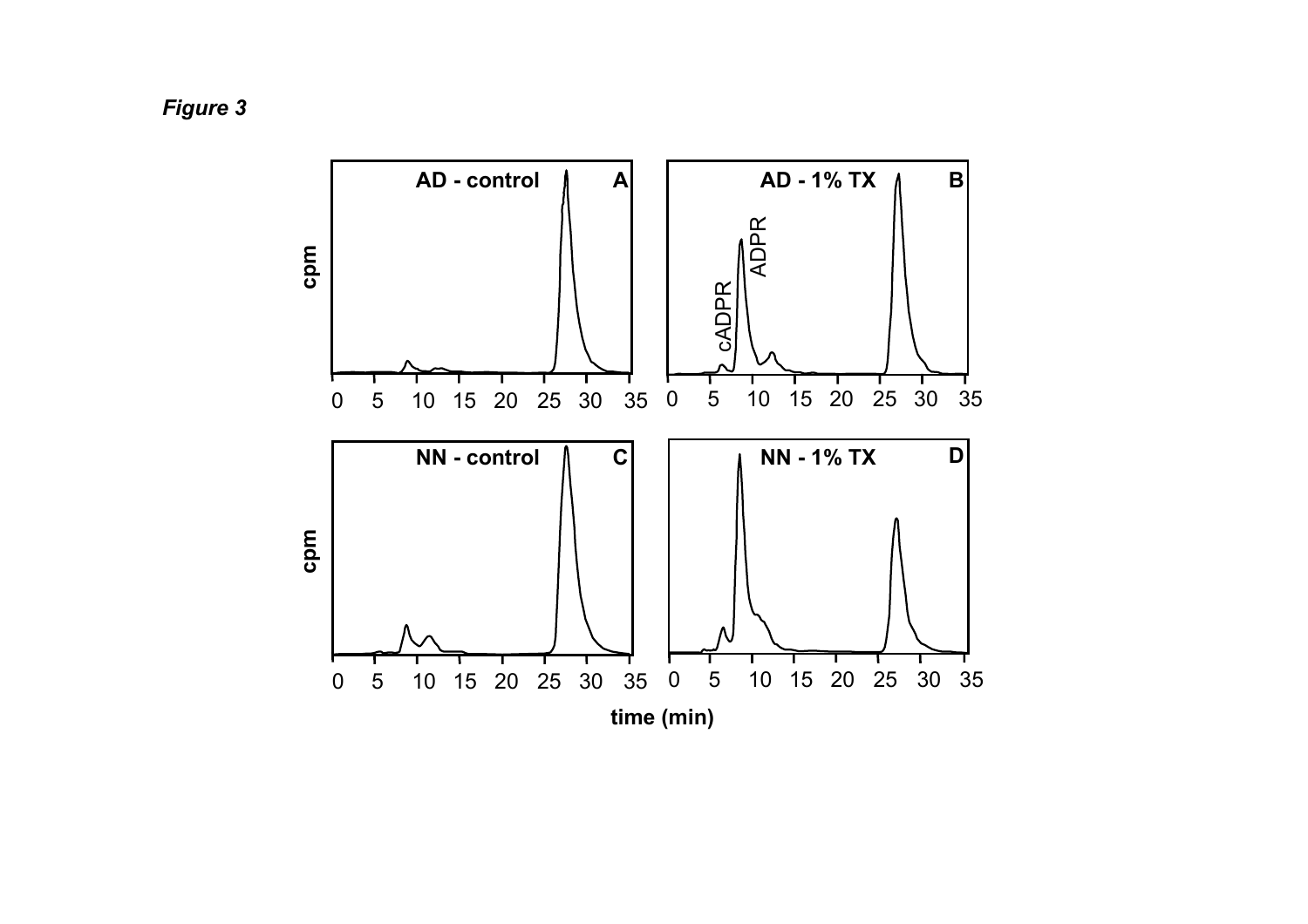*Figure 3*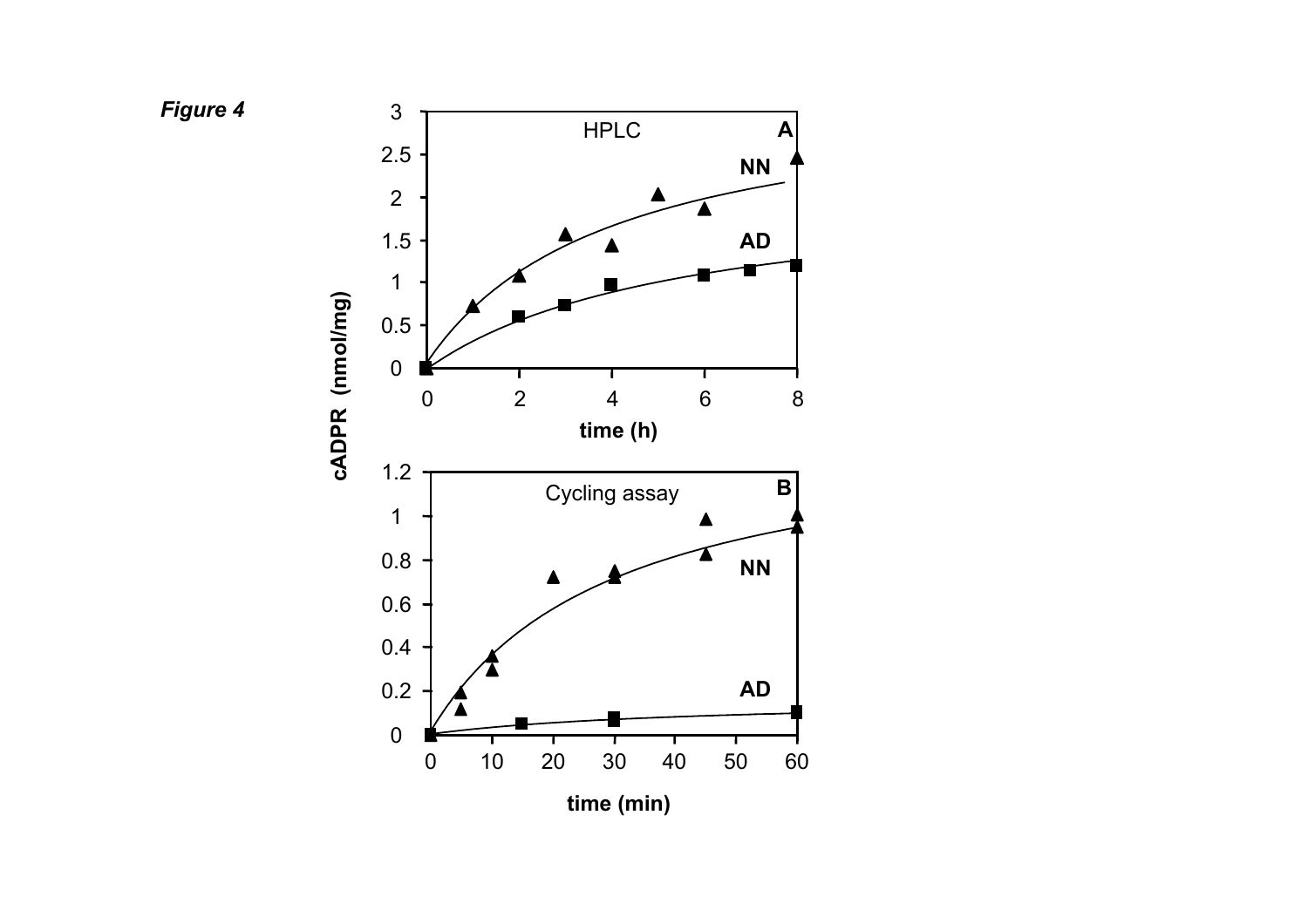*Figure 4*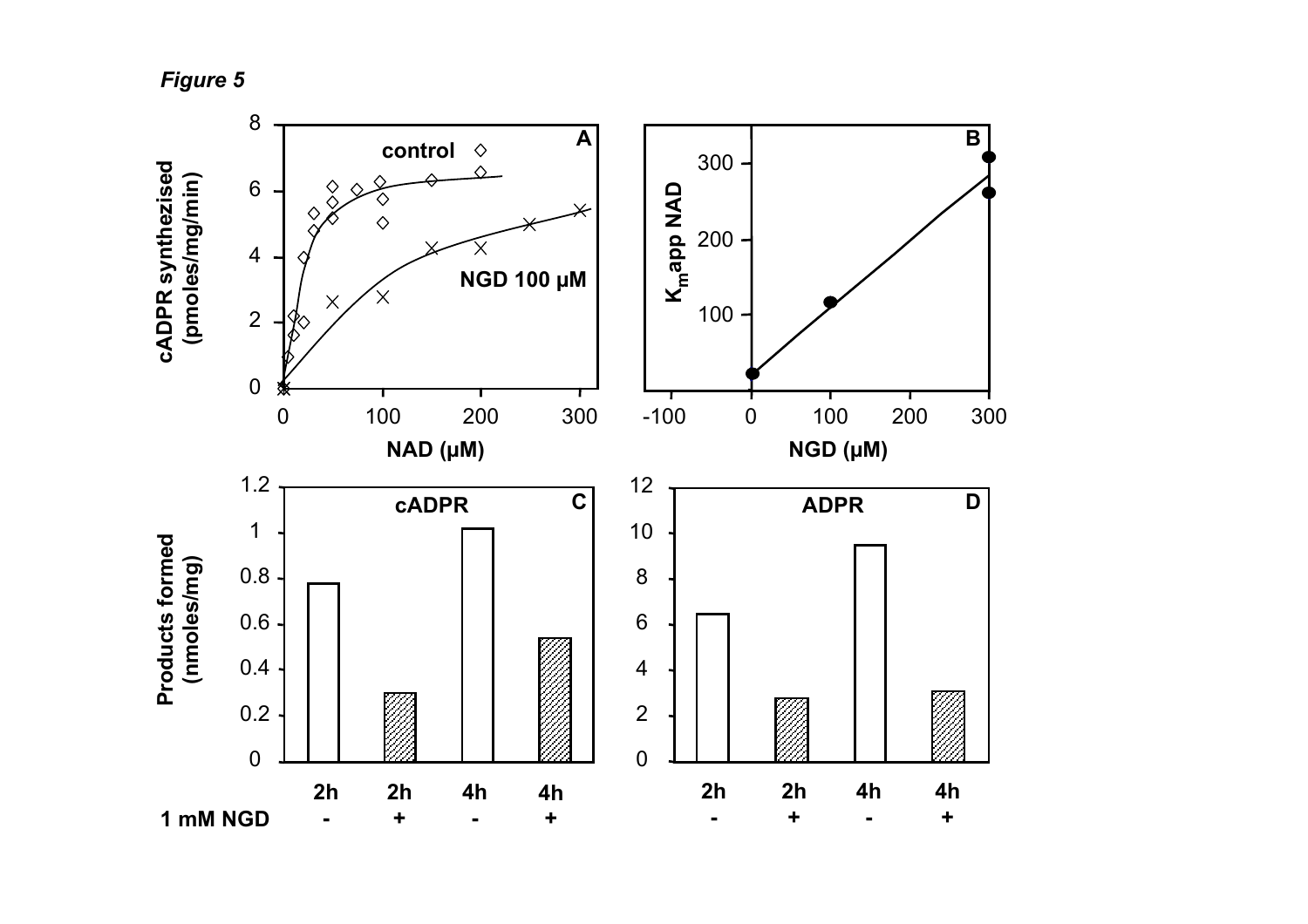*Figure 5*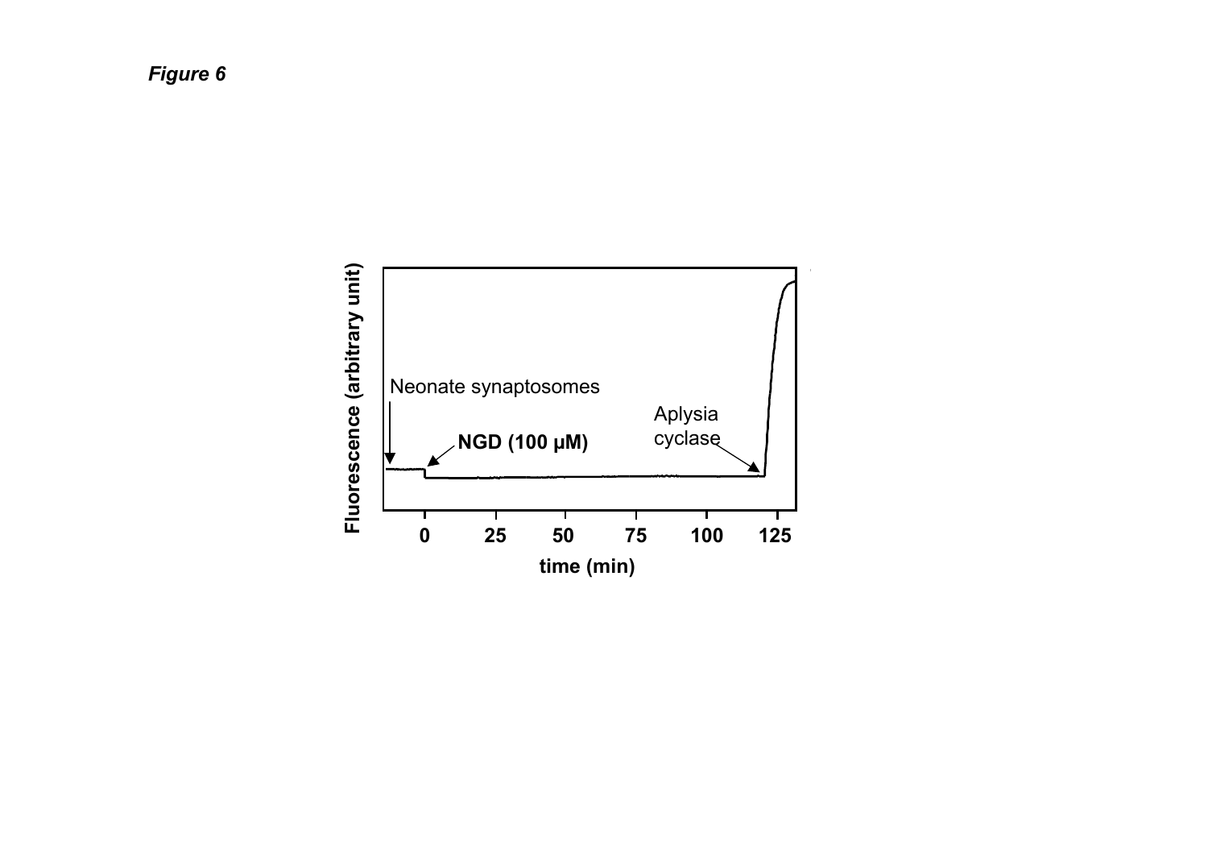*Figure 6*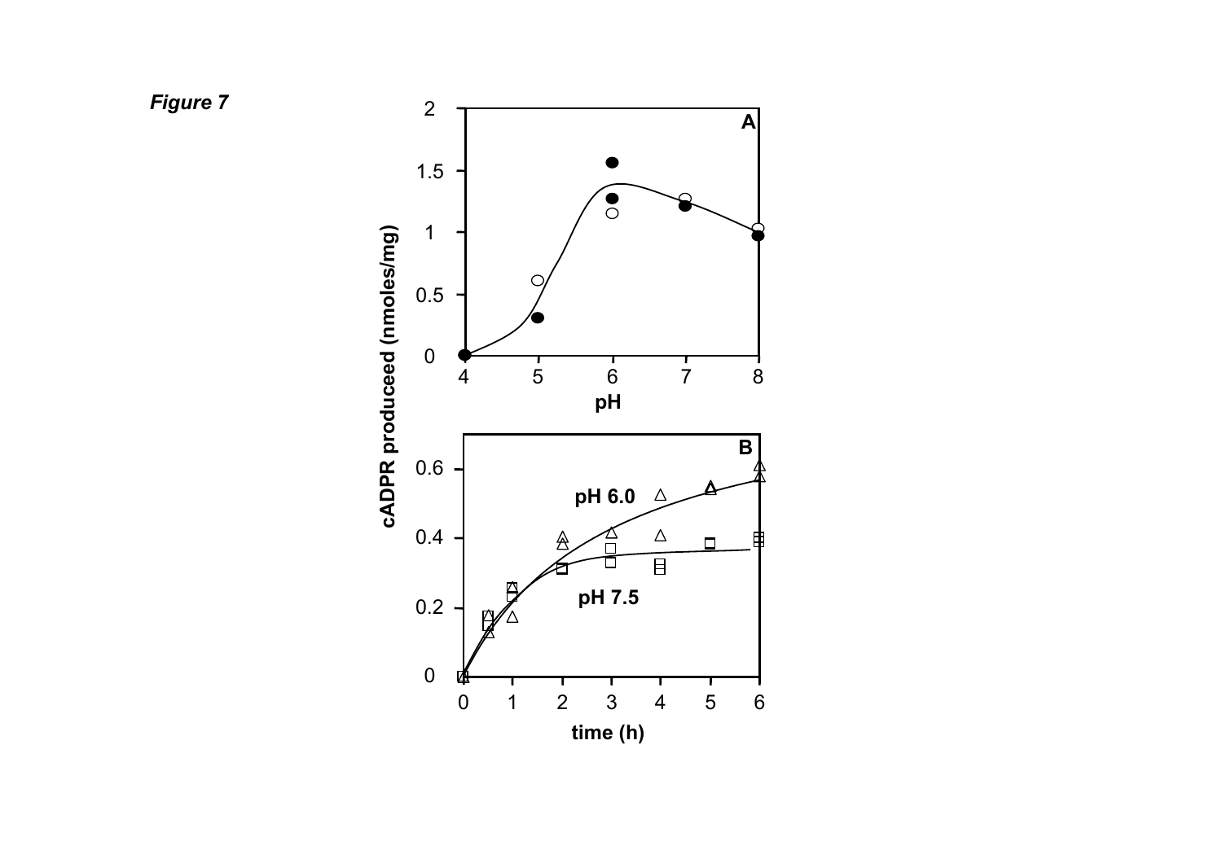*Figure 7*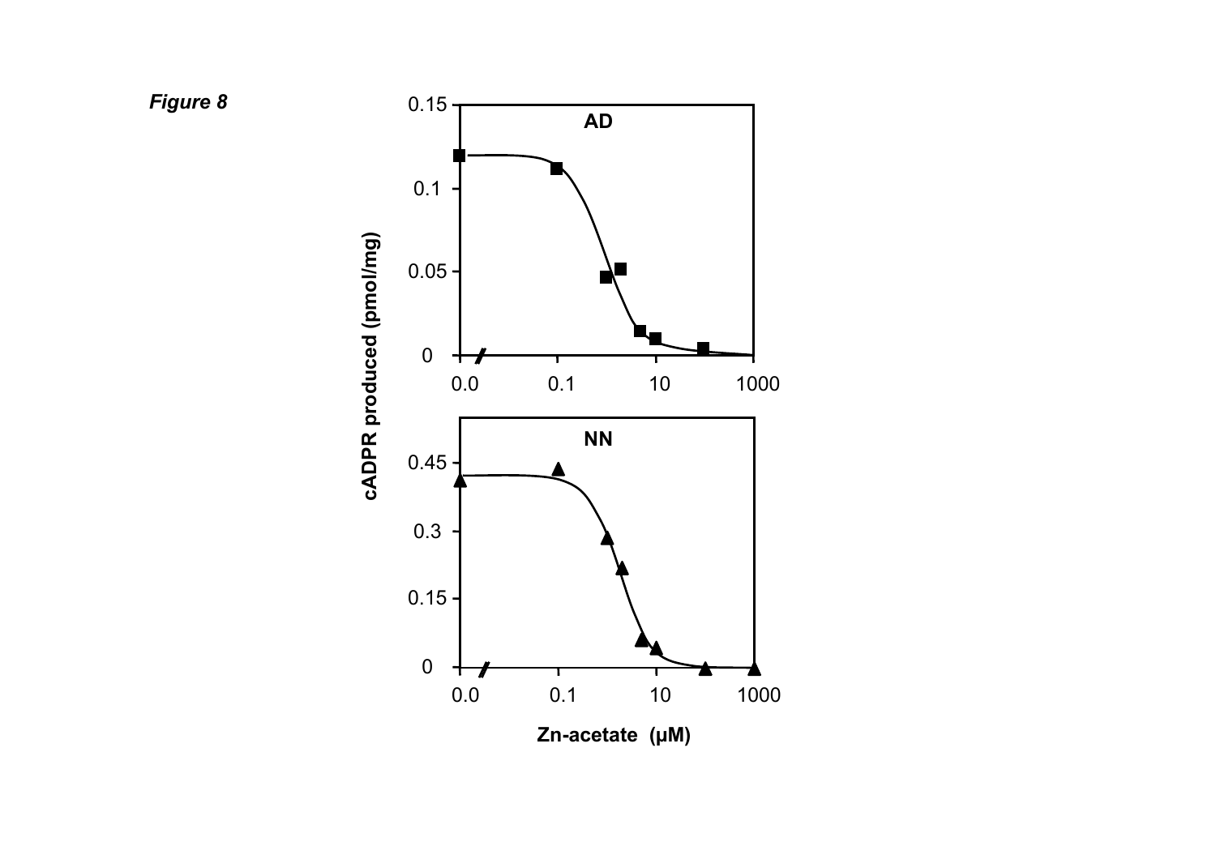*Figure 8*

AD

0.15
0.1
0.05
0

0.0
0.1
10
1000

NN

0.45
0.3
0.15
0

0.0
0.1
10
1000

cADPR produced (pmol/mg)

Zn-acetate (μM)